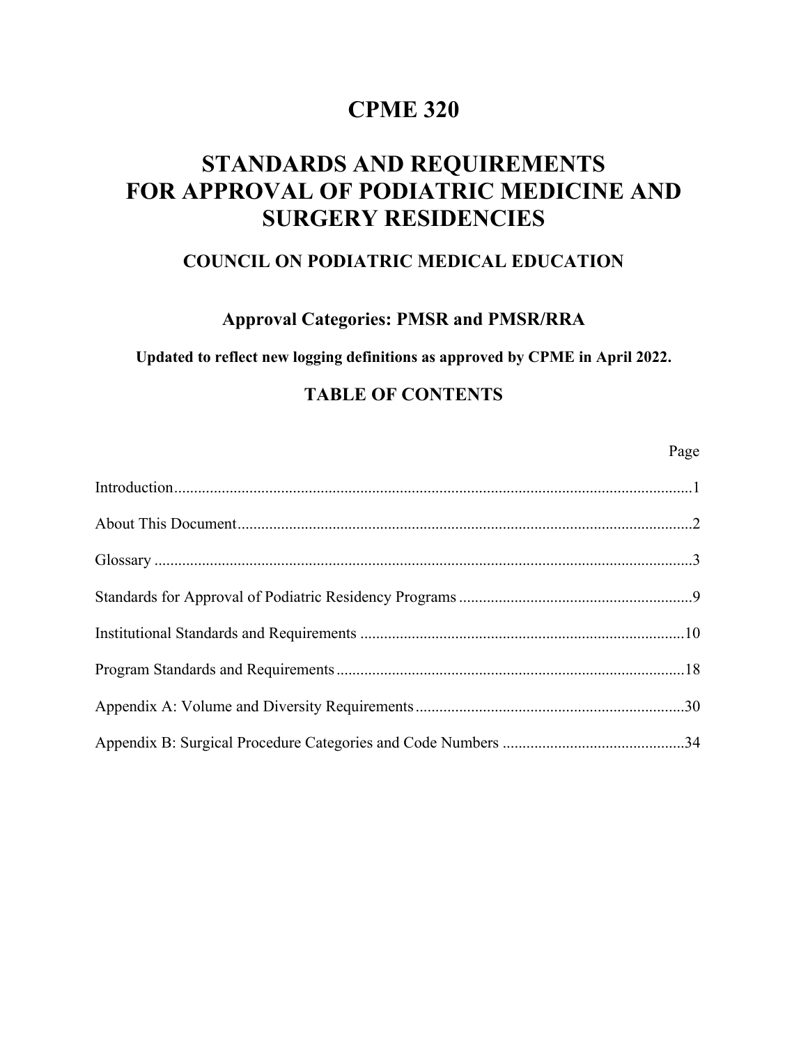# CPME 320

# STANDARDS AND REQUIREMENTS FOR APPROVAL OF PODIATRIC MEDICINE AND SURGERY RESIDENCIES

## COUNCIL ON PODIATRIC MEDICAL EDUCATION

### Approval Categories: PMSR and PMSR/RRA

**Updated to reflect new logging definitions as approved by CPME in April 2022.**

## TABLE OF CONTENTS

| | Page |
|---|---|
| Introduction | 1 |
| About This Document | 2 |
| Glossary | 3 |
| Standards for Approval of Podiatric Residency Programs | 9 |
| Institutional Standards and Requirements | 10 |
| Program Standards and Requirements | 18 |
| Appendix A: Volume and Diversity Requirements | 30 |
| Appendix B: Surgical Procedure Categories and Code Numbers | 34 |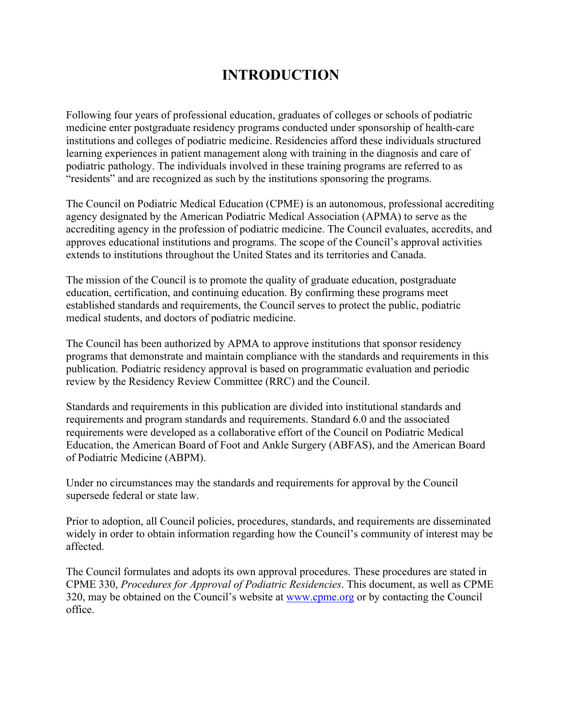# INTRODUCTION

Following four years of professional education, graduates of colleges or schools of podiatric medicine enter postgraduate residency programs conducted under sponsorship of health-care institutions and colleges of podiatric medicine. Residencies afford these individuals structured learning experiences in patient management along with training in the diagnosis and care of podiatric pathology. The individuals involved in these training programs are referred to as "residents" and are recognized as such by the institutions sponsoring the programs.

The Council on Podiatric Medical Education (CPME) is an autonomous, professional accrediting agency designated by the American Podiatric Medical Association (APMA) to serve as the accrediting agency in the profession of podiatric medicine. The Council evaluates, accredits, and approves educational institutions and programs. The scope of the Council's approval activities extends to institutions throughout the United States and its territories and Canada.

The mission of the Council is to promote the quality of graduate education, postgraduate education, certification, and continuing education. By confirming these programs meet established standards and requirements, the Council serves to protect the public, podiatric medical students, and doctors of podiatric medicine.

The Council has been authorized by APMA to approve institutions that sponsor residency programs that demonstrate and maintain compliance with the standards and requirements in this publication. Podiatric residency approval is based on programmatic evaluation and periodic review by the Residency Review Committee (RRC) and the Council.

Standards and requirements in this publication are divided into institutional standards and requirements and program standards and requirements. Standard 6.0 and the associated requirements were developed as a collaborative effort of the Council on Podiatric Medical Education, the American Board of Foot and Ankle Surgery (ABFAS), and the American Board of Podiatric Medicine (ABPM).

Under no circumstances may the standards and requirements for approval by the Council supersede federal or state law.

Prior to adoption, all Council policies, procedures, standards, and requirements are disseminated widely in order to obtain information regarding how the Council's community of interest may be affected.

The Council formulates and adopts its own approval procedures. These procedures are stated in CPME 330, *Procedures for Approval of Podiatric Residencies*. This document, as well as CPME 320, may be obtained on the Council's website at www.cpme.org or by contacting the Council office.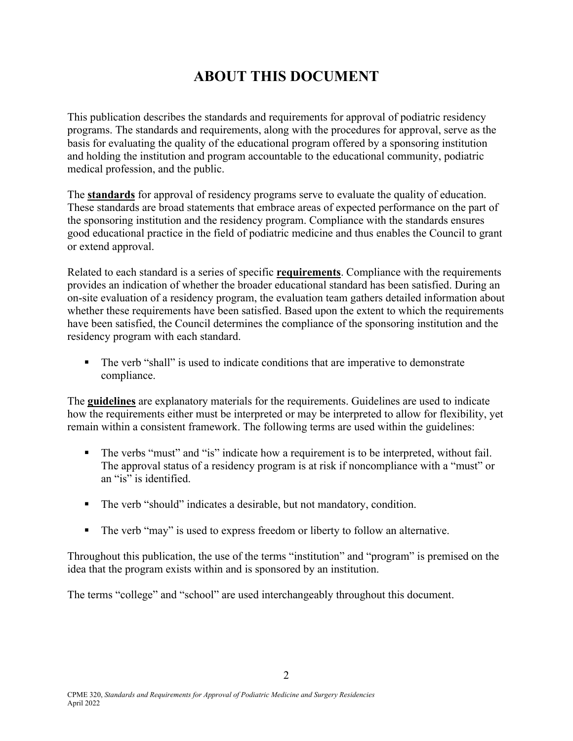# ABOUT THIS DOCUMENT

This publication describes the standards and requirements for approval of podiatric residency programs. The standards and requirements, along with the procedures for approval, serve as the basis for evaluating the quality of the educational program offered by a sponsoring institution and holding the institution and program accountable to the educational community, podiatric medical profession, and the public.

The **standards** for approval of residency programs serve to evaluate the quality of education. These standards are broad statements that embrace areas of expected performance on the part of the sponsoring institution and the residency program. Compliance with the standards ensures good educational practice in the field of podiatric medicine and thus enables the Council to grant or extend approval.

Related to each standard is a series of specific **requirements**. Compliance with the requirements provides an indication of whether the broader educational standard has been satisfied. During an on-site evaluation of a residency program, the evaluation team gathers detailed information about whether these requirements have been satisfied. Based upon the extent to which the requirements have been satisfied, the Council determines the compliance of the sponsoring institution and the residency program with each standard.

- The verb "shall" is used to indicate conditions that are imperative to demonstrate compliance.

The **guidelines** are explanatory materials for the requirements. Guidelines are used to indicate how the requirements either must be interpreted or may be interpreted to allow for flexibility, yet remain within a consistent framework. The following terms are used within the guidelines:

- The verbs "must" and "is" indicate how a requirement is to be interpreted, without fail. The approval status of a residency program is at risk if noncompliance with a "must" or an "is" is identified.

- The verb "should" indicates a desirable, but not mandatory, condition.

- The verb "may" is used to express freedom or liberty to follow an alternative.

Throughout this publication, the use of the terms "institution" and "program" is premised on the idea that the program exists within and is sponsored by an institution.

The terms "college" and "school" are used interchangeably throughout this document.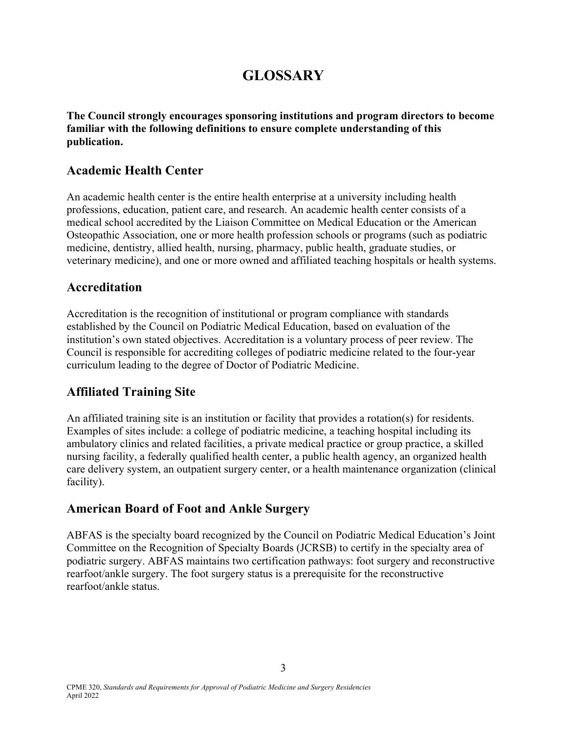# GLOSSARY

**The Council strongly encourages sponsoring institutions and program directors to become familiar with the following definitions to ensure complete understanding of this publication.**

## Academic Health Center

An academic health center is the entire health enterprise at a university including health professions, education, patient care, and research. An academic health center consists of a medical school accredited by the Liaison Committee on Medical Education or the American Osteopathic Association, one or more health profession schools or programs (such as podiatric medicine, dentistry, allied health, nursing, pharmacy, public health, graduate studies, or veterinary medicine), and one or more owned and affiliated teaching hospitals or health systems.

## Accreditation

Accreditation is the recognition of institutional or program compliance with standards established by the Council on Podiatric Medical Education, based on evaluation of the institution's own stated objectives. Accreditation is a voluntary process of peer review. The Council is responsible for accrediting colleges of podiatric medicine related to the four-year curriculum leading to the degree of Doctor of Podiatric Medicine.

## Affiliated Training Site

An affiliated training site is an institution or facility that provides a rotation(s) for residents. Examples of sites include: a college of podiatric medicine, a teaching hospital including its ambulatory clinics and related facilities, a private medical practice or group practice, a skilled nursing facility, a federally qualified health center, a public health agency, an organized health care delivery system, an outpatient surgery center, or a health maintenance organization (clinical facility).

## American Board of Foot and Ankle Surgery

ABFAS is the specialty board recognized by the Council on Podiatric Medical Education's Joint Committee on the Recognition of Specialty Boards (JCRSB) to certify in the specialty area of podiatric surgery. ABFAS maintains two certification pathways: foot surgery and reconstructive rearfoot/ankle surgery. The foot surgery status is a prerequisite for the reconstructive rearfoot/ankle status.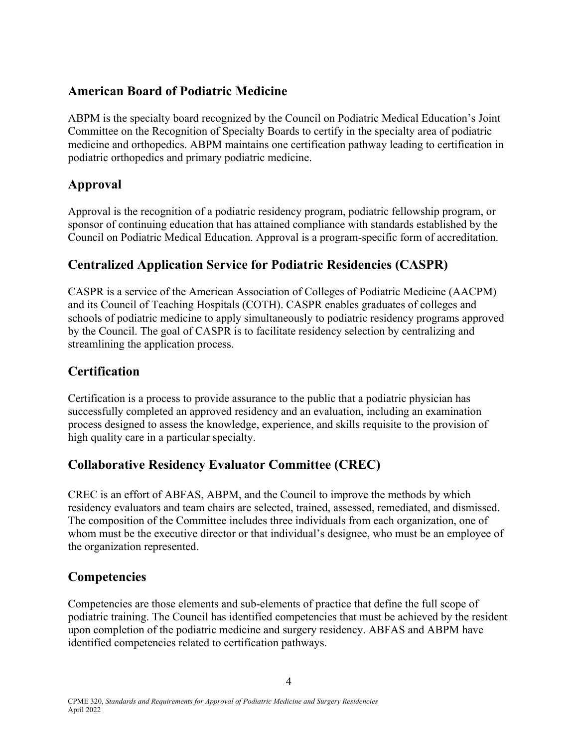## American Board of Podiatric Medicine

ABPM is the specialty board recognized by the Council on Podiatric Medical Education's Joint Committee on the Recognition of Specialty Boards to certify in the specialty area of podiatric medicine and orthopedics. ABPM maintains one certification pathway leading to certification in podiatric orthopedics and primary podiatric medicine.

## Approval

Approval is the recognition of a podiatric residency program, podiatric fellowship program, or sponsor of continuing education that has attained compliance with standards established by the Council on Podiatric Medical Education. Approval is a program-specific form of accreditation.

## Centralized Application Service for Podiatric Residencies (CASPR)

CASPR is a service of the American Association of Colleges of Podiatric Medicine (AACPM) and its Council of Teaching Hospitals (COTH). CASPR enables graduates of colleges and schools of podiatric medicine to apply simultaneously to podiatric residency programs approved by the Council. The goal of CASPR is to facilitate residency selection by centralizing and streamlining the application process.

## Certification

Certification is a process to provide assurance to the public that a podiatric physician has successfully completed an approved residency and an evaluation, including an examination process designed to assess the knowledge, experience, and skills requisite to the provision of high quality care in a particular specialty.

## Collaborative Residency Evaluator Committee (CREC)

CREC is an effort of ABFAS, ABPM, and the Council to improve the methods by which residency evaluators and team chairs are selected, trained, assessed, remediated, and dismissed. The composition of the Committee includes three individuals from each organization, one of whom must be the executive director or that individual's designee, who must be an employee of the organization represented.

## Competencies

Competencies are those elements and sub-elements of practice that define the full scope of podiatric training. The Council has identified competencies that must be achieved by the resident upon completion of the podiatric medicine and surgery residency. ABFAS and ABPM have identified competencies related to certification pathways.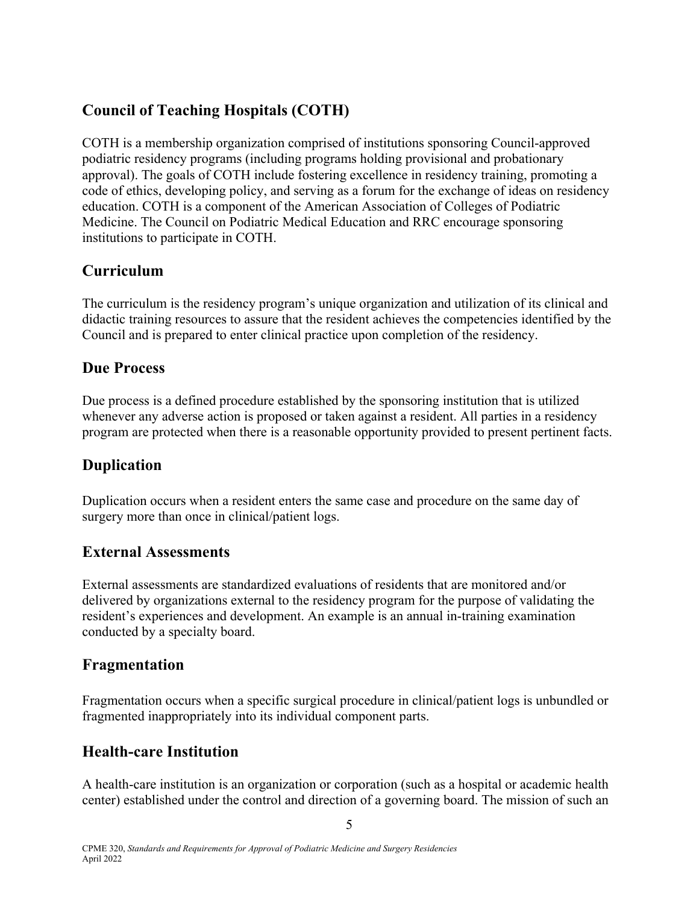## Council of Teaching Hospitals (COTH)

COTH is a membership organization comprised of institutions sponsoring Council-approved podiatric residency programs (including programs holding provisional and probationary approval). The goals of COTH include fostering excellence in residency training, promoting a code of ethics, developing policy, and serving as a forum for the exchange of ideas on residency education. COTH is a component of the American Association of Colleges of Podiatric Medicine. The Council on Podiatric Medical Education and RRC encourage sponsoring institutions to participate in COTH.

## Curriculum

The curriculum is the residency program's unique organization and utilization of its clinical and didactic training resources to assure that the resident achieves the competencies identified by the Council and is prepared to enter clinical practice upon completion of the residency.

## Due Process

Due process is a defined procedure established by the sponsoring institution that is utilized whenever any adverse action is proposed or taken against a resident. All parties in a residency program are protected when there is a reasonable opportunity provided to present pertinent facts.

## Duplication

Duplication occurs when a resident enters the same case and procedure on the same day of surgery more than once in clinical/patient logs.

## External Assessments

External assessments are standardized evaluations of residents that are monitored and/or delivered by organizations external to the residency program for the purpose of validating the resident's experiences and development. An example is an annual in-training examination conducted by a specialty board.

## Fragmentation

Fragmentation occurs when a specific surgical procedure in clinical/patient logs is unbundled or fragmented inappropriately into its individual component parts.

## Health-care Institution

A health-care institution is an organization or corporation (such as a hospital or academic health center) established under the control and direction of a governing board. The mission of such an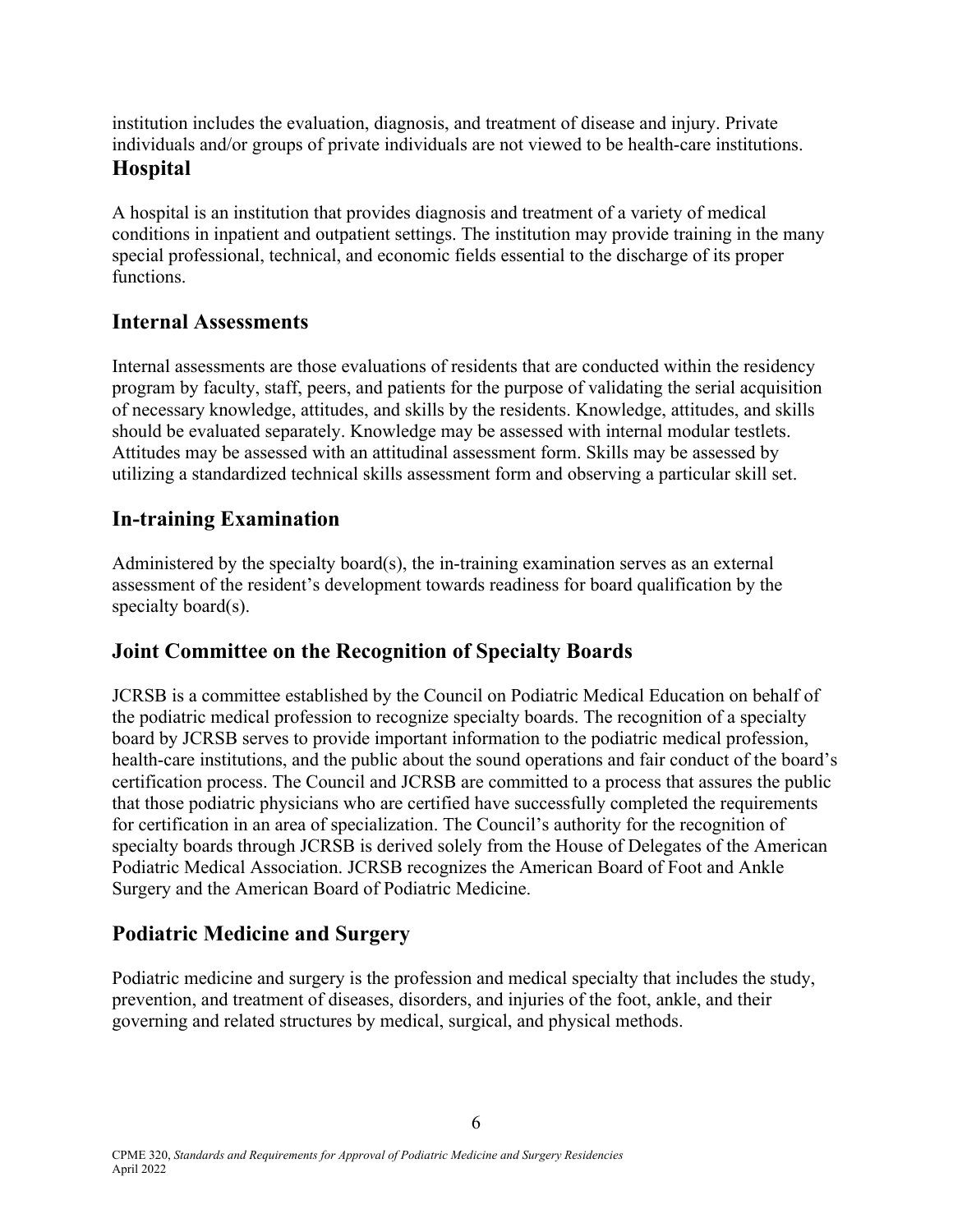institution includes the evaluation, diagnosis, and treatment of disease and injury. Private individuals and/or groups of private individuals are not viewed to be health-care institutions.

## Hospital

A hospital is an institution that provides diagnosis and treatment of a variety of medical conditions in inpatient and outpatient settings. The institution may provide training in the many special professional, technical, and economic fields essential to the discharge of its proper functions.

## Internal Assessments

Internal assessments are those evaluations of residents that are conducted within the residency program by faculty, staff, peers, and patients for the purpose of validating the serial acquisition of necessary knowledge, attitudes, and skills by the residents. Knowledge, attitudes, and skills should be evaluated separately. Knowledge may be assessed with internal modular testlets. Attitudes may be assessed with an attitudinal assessment form. Skills may be assessed by utilizing a standardized technical skills assessment form and observing a particular skill set.

## In-training Examination

Administered by the specialty board(s), the in-training examination serves as an external assessment of the resident's development towards readiness for board qualification by the specialty board(s).

## Joint Committee on the Recognition of Specialty Boards

JCRSB is a committee established by the Council on Podiatric Medical Education on behalf of the podiatric medical profession to recognize specialty boards. The recognition of a specialty board by JCRSB serves to provide important information to the podiatric medical profession, health-care institutions, and the public about the sound operations and fair conduct of the board's certification process. The Council and JCRSB are committed to a process that assures the public that those podiatric physicians who are certified have successfully completed the requirements for certification in an area of specialization. The Council's authority for the recognition of specialty boards through JCRSB is derived solely from the House of Delegates of the American Podiatric Medical Association. JCRSB recognizes the American Board of Foot and Ankle Surgery and the American Board of Podiatric Medicine.

## Podiatric Medicine and Surgery

Podiatric medicine and surgery is the profession and medical specialty that includes the study, prevention, and treatment of diseases, disorders, and injuries of the foot, ankle, and their governing and related structures by medical, surgical, and physical methods.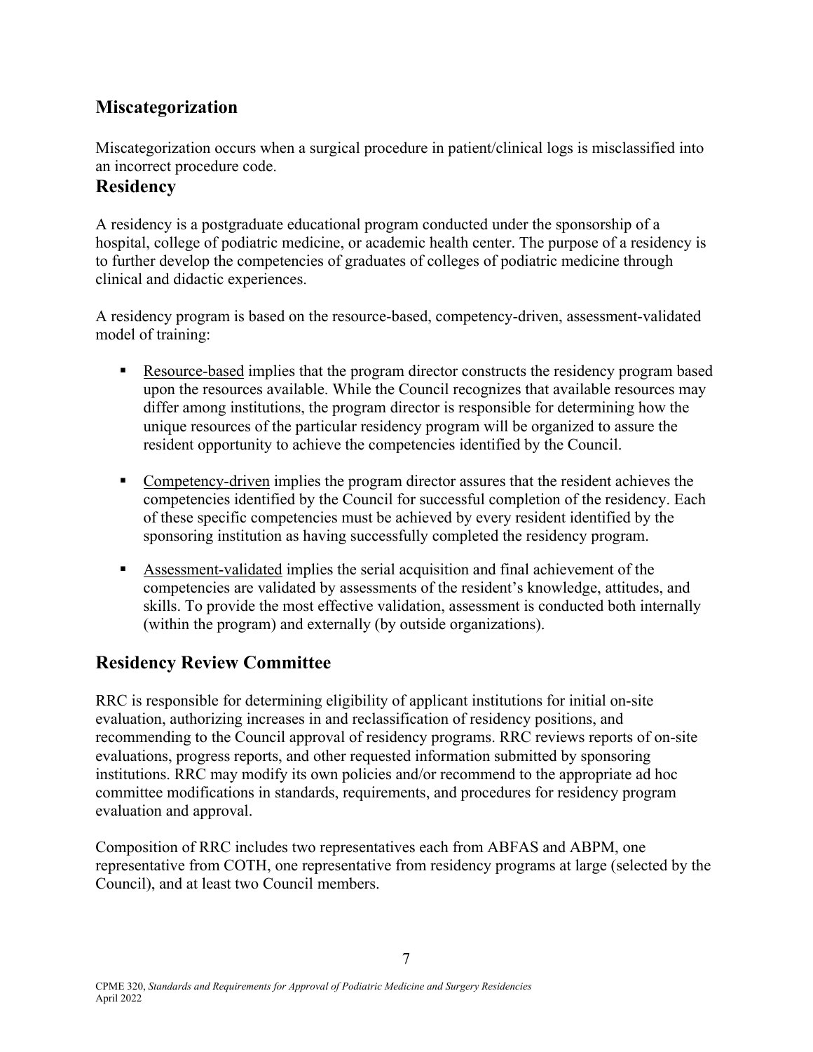## Miscategorization

Miscategorization occurs when a surgical procedure in patient/clinical logs is misclassified into an incorrect procedure code.

## Residency

A residency is a postgraduate educational program conducted under the sponsorship of a hospital, college of podiatric medicine, or academic health center. The purpose of a residency is to further develop the competencies of graduates of colleges of podiatric medicine through clinical and didactic experiences.

A residency program is based on the resource-based, competency-driven, assessment-validated model of training:

- Resource-based implies that the program director constructs the residency program based upon the resources available. While the Council recognizes that available resources may differ among institutions, the program director is responsible for determining how the unique resources of the particular residency program will be organized to assure the resident opportunity to achieve the competencies identified by the Council.

- Competency-driven implies the program director assures that the resident achieves the competencies identified by the Council for successful completion of the residency. Each of these specific competencies must be achieved by every resident identified by the sponsoring institution as having successfully completed the residency program.

- Assessment-validated implies the serial acquisition and final achievement of the competencies are validated by assessments of the resident's knowledge, attitudes, and skills. To provide the most effective validation, assessment is conducted both internally (within the program) and externally (by outside organizations).

## Residency Review Committee

RRC is responsible for determining eligibility of applicant institutions for initial on-site evaluation, authorizing increases in and reclassification of residency positions, and recommending to the Council approval of residency programs. RRC reviews reports of on-site evaluations, progress reports, and other requested information submitted by sponsoring institutions. RRC may modify its own policies and/or recommend to the appropriate ad hoc committee modifications in standards, requirements, and procedures for residency program evaluation and approval.

Composition of RRC includes two representatives each from ABFAS and ABPM, one representative from COTH, one representative from residency programs at large (selected by the Council), and at least two Council members.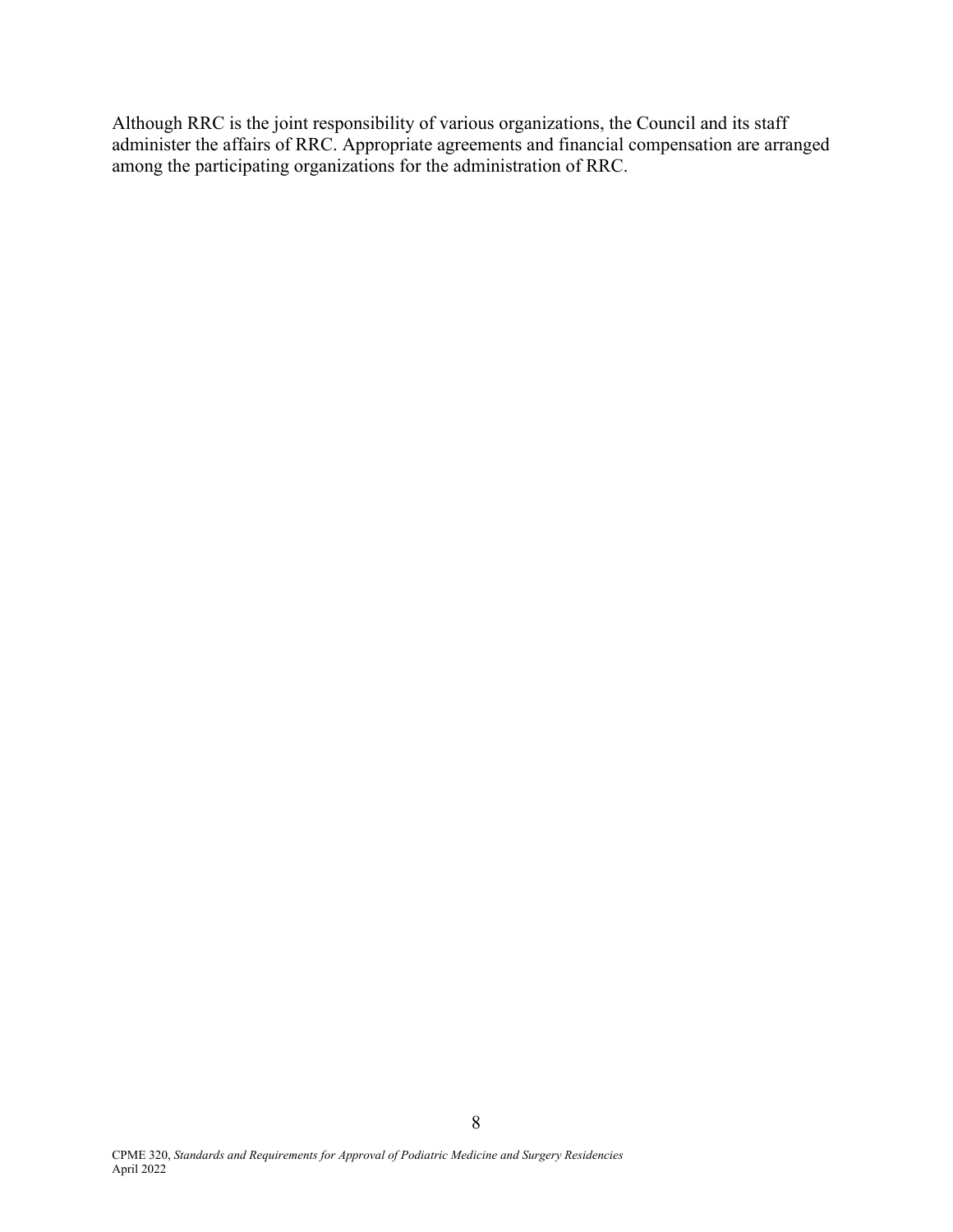Although RRC is the joint responsibility of various organizations, the Council and its staff administer the affairs of RRC. Appropriate agreements and financial compensation are arranged among the participating organizations for the administration of RRC.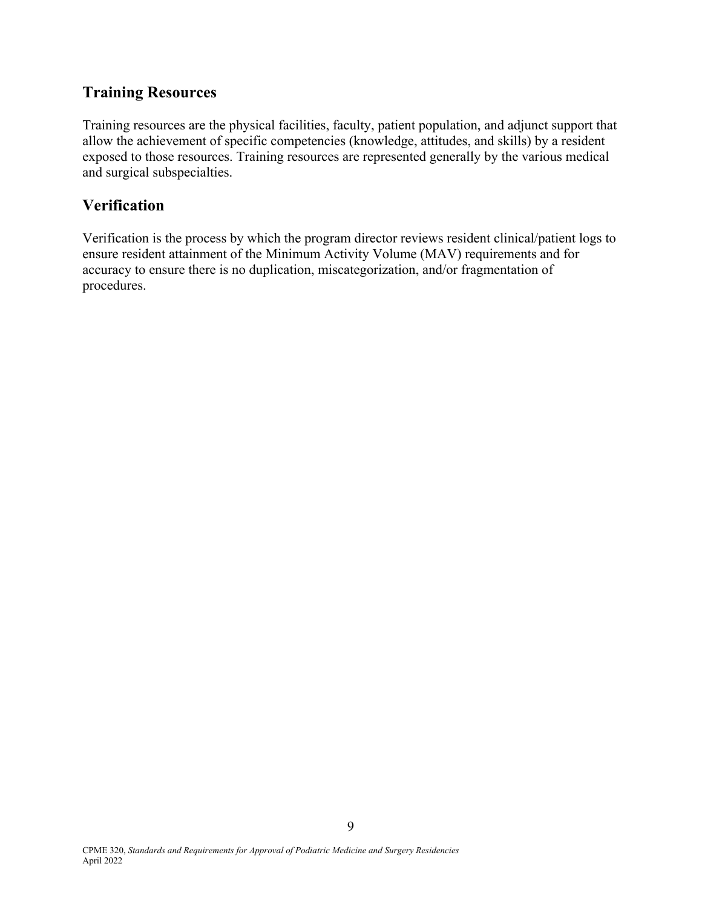## Training Resources

Training resources are the physical facilities, faculty, patient population, and adjunct support that allow the achievement of specific competencies (knowledge, attitudes, and skills) by a resident exposed to those resources. Training resources are represented generally by the various medical and surgical subspecialties.

## Verification

Verification is the process by which the program director reviews resident clinical/patient logs to ensure resident attainment of the Minimum Activity Volume (MAV) requirements and for accuracy to ensure there is no duplication, miscategorization, and/or fragmentation of procedures.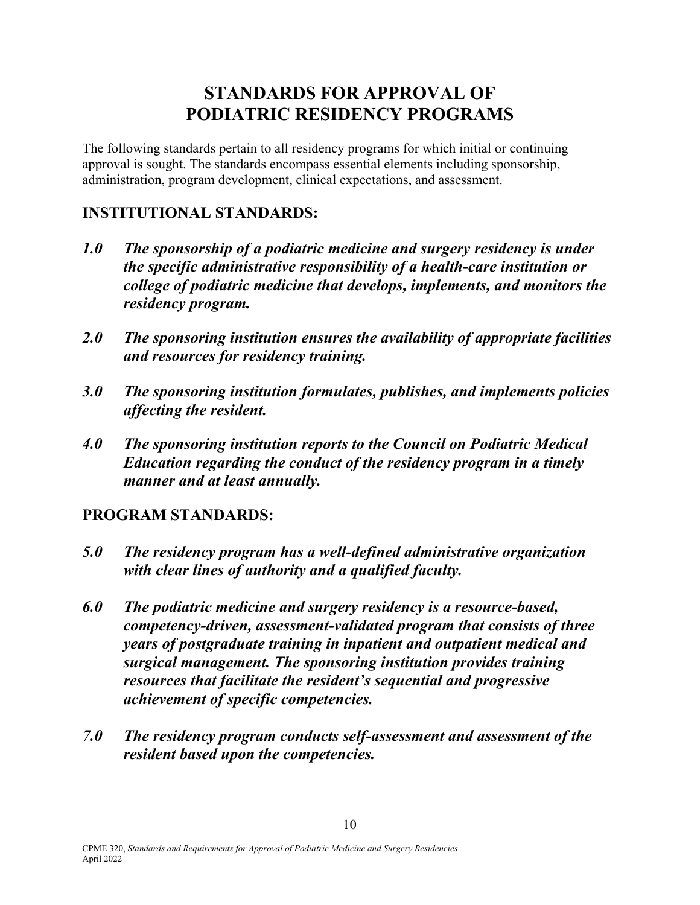# STANDARDS FOR APPROVAL OF PODIATRIC RESIDENCY PROGRAMS

The following standards pertain to all residency programs for which initial or continuing approval is sought. The standards encompass essential elements including sponsorship, administration, program development, clinical expectations, and assessment.

## INSTITUTIONAL STANDARDS:

***1.0 The sponsorship of a podiatric medicine and surgery residency is under the specific administrative responsibility of a health-care institution or college of podiatric medicine that develops, implements, and monitors the residency program.***

***2.0 The sponsoring institution ensures the availability of appropriate facilities and resources for residency training.***

***3.0 The sponsoring institution formulates, publishes, and implements policies affecting the resident.***

***4.0 The sponsoring institution reports to the Council on Podiatric Medical Education regarding the conduct of the residency program in a timely manner and at least annually.***

## PROGRAM STANDARDS:

***5.0 The residency program has a well-defined administrative organization with clear lines of authority and a qualified faculty.***

***6.0 The podiatric medicine and surgery residency is a resource-based, competency-driven, assessment-validated program that consists of three years of postgraduate training in inpatient and outpatient medical and surgical management. The sponsoring institution provides training resources that facilitate the resident's sequential and progressive achievement of specific competencies.***

***7.0 The residency program conducts self-assessment and assessment of the resident based upon the competencies.***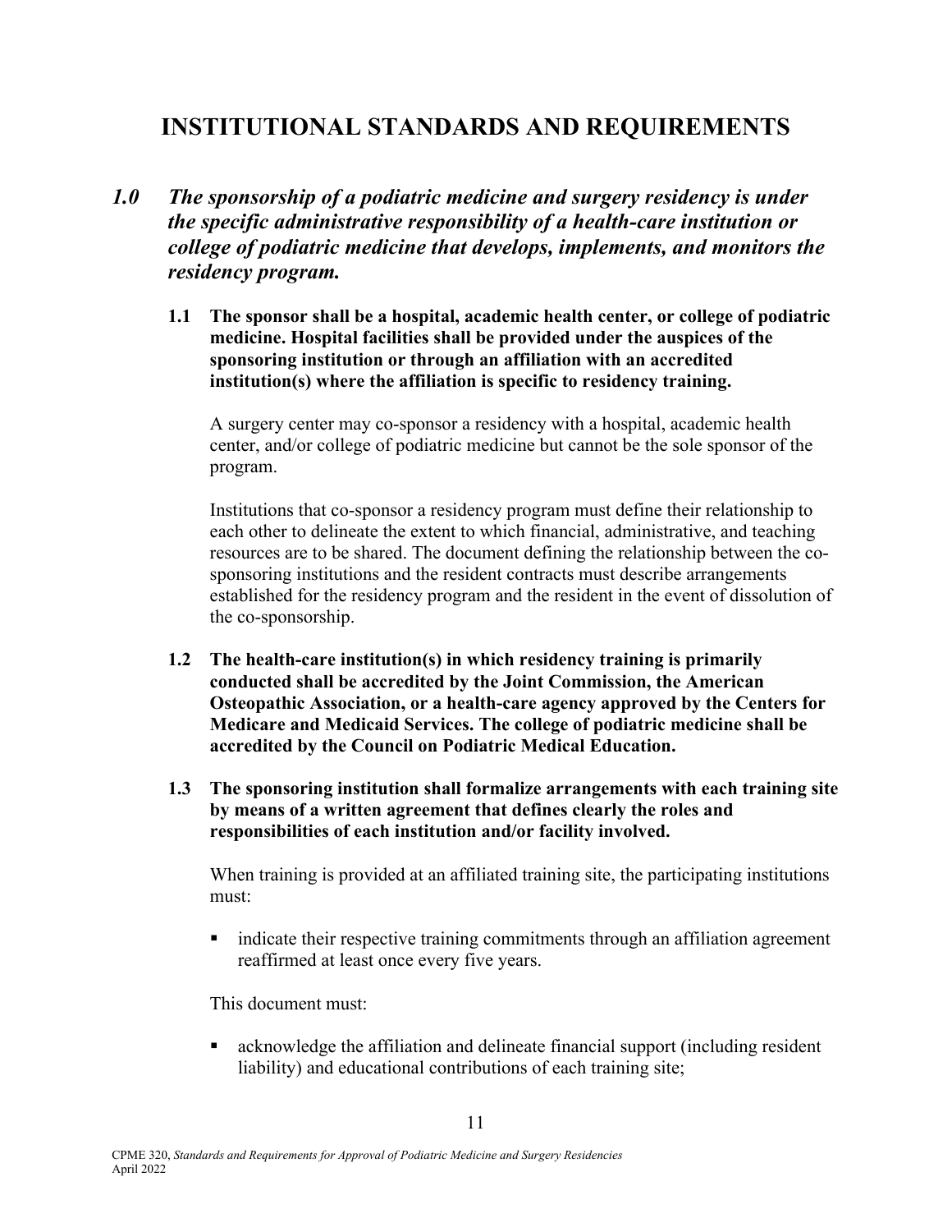# INSTITUTIONAL STANDARDS AND REQUIREMENTS

***1.0 The sponsorship of a podiatric medicine and surgery residency is under the specific administrative responsibility of a health-care institution or college of podiatric medicine that develops, implements, and monitors the residency program.***

**1.1 The sponsor shall be a hospital, academic health center, or college of podiatric medicine. Hospital facilities shall be provided under the auspices of the sponsoring institution or through an affiliation with an accredited institution(s) where the affiliation is specific to residency training.**

A surgery center may co-sponsor a residency with a hospital, academic health center, and/or college of podiatric medicine but cannot be the sole sponsor of the program.

Institutions that co-sponsor a residency program must define their relationship to each other to delineate the extent to which financial, administrative, and teaching resources are to be shared. The document defining the relationship between the co-sponsoring institutions and the resident contracts must describe arrangements established for the residency program and the resident in the event of dissolution of the co-sponsorship.

**1.2 The health-care institution(s) in which residency training is primarily conducted shall be accredited by the Joint Commission, the American Osteopathic Association, or a health-care agency approved by the Centers for Medicare and Medicaid Services. The college of podiatric medicine shall be accredited by the Council on Podiatric Medical Education.**

**1.3 The sponsoring institution shall formalize arrangements with each training site by means of a written agreement that defines clearly the roles and responsibilities of each institution and/or facility involved.**

When training is provided at an affiliated training site, the participating institutions must:

- indicate their respective training commitments through an affiliation agreement reaffirmed at least once every five years.

This document must:

- acknowledge the affiliation and delineate financial support (including resident liability) and educational contributions of each training site;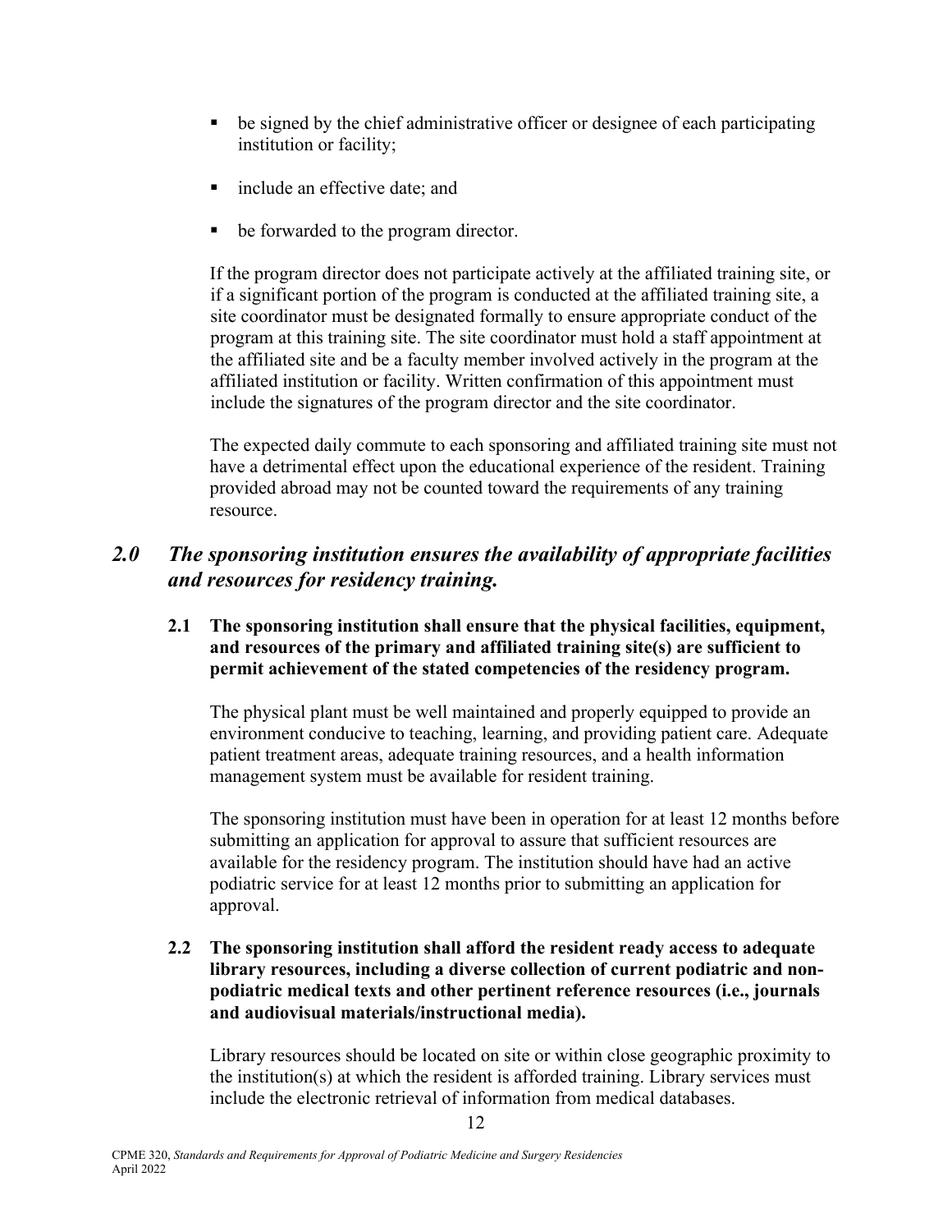- be signed by the chief administrative officer or designee of each participating institution or facility;
- include an effective date; and
- be forwarded to the program director.

If the program director does not participate actively at the affiliated training site, or if a significant portion of the program is conducted at the affiliated training site, a site coordinator must be designated formally to ensure appropriate conduct of the program at this training site. The site coordinator must hold a staff appointment at the affiliated site and be a faculty member involved actively in the program at the affiliated institution or facility. Written confirmation of this appointment must include the signatures of the program director and the site coordinator.

The expected daily commute to each sponsoring and affiliated training site must not have a detrimental effect upon the educational experience of the resident. Training provided abroad may not be counted toward the requirements of any training resource.

## *2.0 The sponsoring institution ensures the availability of appropriate facilities and resources for residency training.*

**2.1 The sponsoring institution shall ensure that the physical facilities, equipment, and resources of the primary and affiliated training site(s) are sufficient to permit achievement of the stated competencies of the residency program.**

The physical plant must be well maintained and properly equipped to provide an environment conducive to teaching, learning, and providing patient care. Adequate patient treatment areas, adequate training resources, and a health information management system must be available for resident training.

The sponsoring institution must have been in operation for at least 12 months before submitting an application for approval to assure that sufficient resources are available for the residency program. The institution should have had an active podiatric service for at least 12 months prior to submitting an application for approval.

**2.2 The sponsoring institution shall afford the resident ready access to adequate library resources, including a diverse collection of current podiatric and non-podiatric medical texts and other pertinent reference resources (i.e., journals and audiovisual materials/instructional media).**

Library resources should be located on site or within close geographic proximity to the institution(s) at which the resident is afforded training. Library services must include the electronic retrieval of information from medical databases.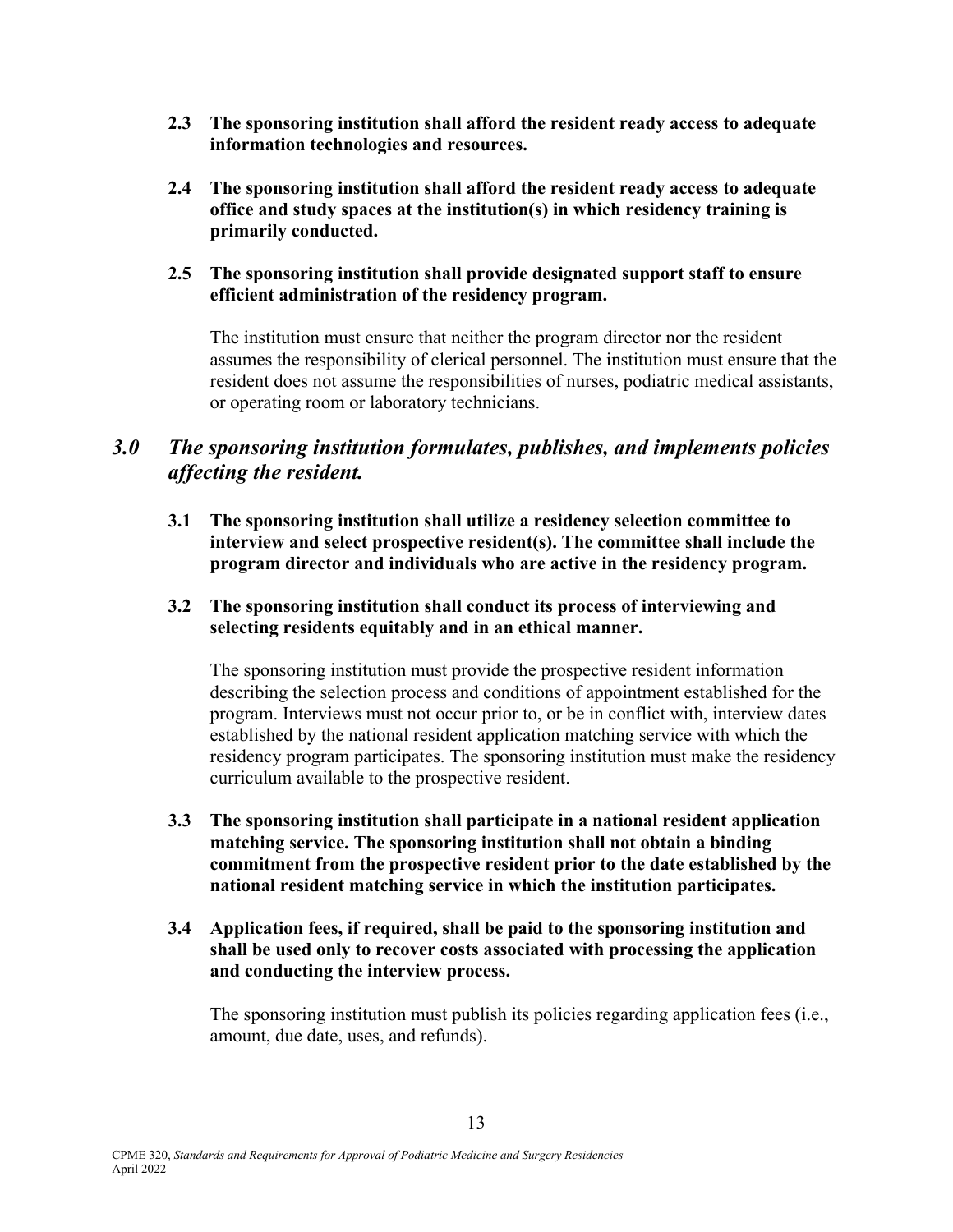**2.3 The sponsoring institution shall afford the resident ready access to adequate information technologies and resources.**

**2.4 The sponsoring institution shall afford the resident ready access to adequate office and study spaces at the institution(s) in which residency training is primarily conducted.**

**2.5 The sponsoring institution shall provide designated support staff to ensure efficient administration of the residency program.**

The institution must ensure that neither the program director nor the resident assumes the responsibility of clerical personnel. The institution must ensure that the resident does not assume the responsibilities of nurses, podiatric medical assistants, or operating room or laboratory technicians.

## *3.0 The sponsoring institution formulates, publishes, and implements policies affecting the resident.*

**3.1 The sponsoring institution shall utilize a residency selection committee to interview and select prospective resident(s). The committee shall include the program director and individuals who are active in the residency program.**

**3.2 The sponsoring institution shall conduct its process of interviewing and selecting residents equitably and in an ethical manner.**

The sponsoring institution must provide the prospective resident information describing the selection process and conditions of appointment established for the program. Interviews must not occur prior to, or be in conflict with, interview dates established by the national resident application matching service with which the residency program participates. The sponsoring institution must make the residency curriculum available to the prospective resident.

**3.3 The sponsoring institution shall participate in a national resident application matching service. The sponsoring institution shall not obtain a binding commitment from the prospective resident prior to the date established by the national resident matching service in which the institution participates.**

**3.4 Application fees, if required, shall be paid to the sponsoring institution and shall be used only to recover costs associated with processing the application and conducting the interview process.**

The sponsoring institution must publish its policies regarding application fees (i.e., amount, due date, uses, and refunds).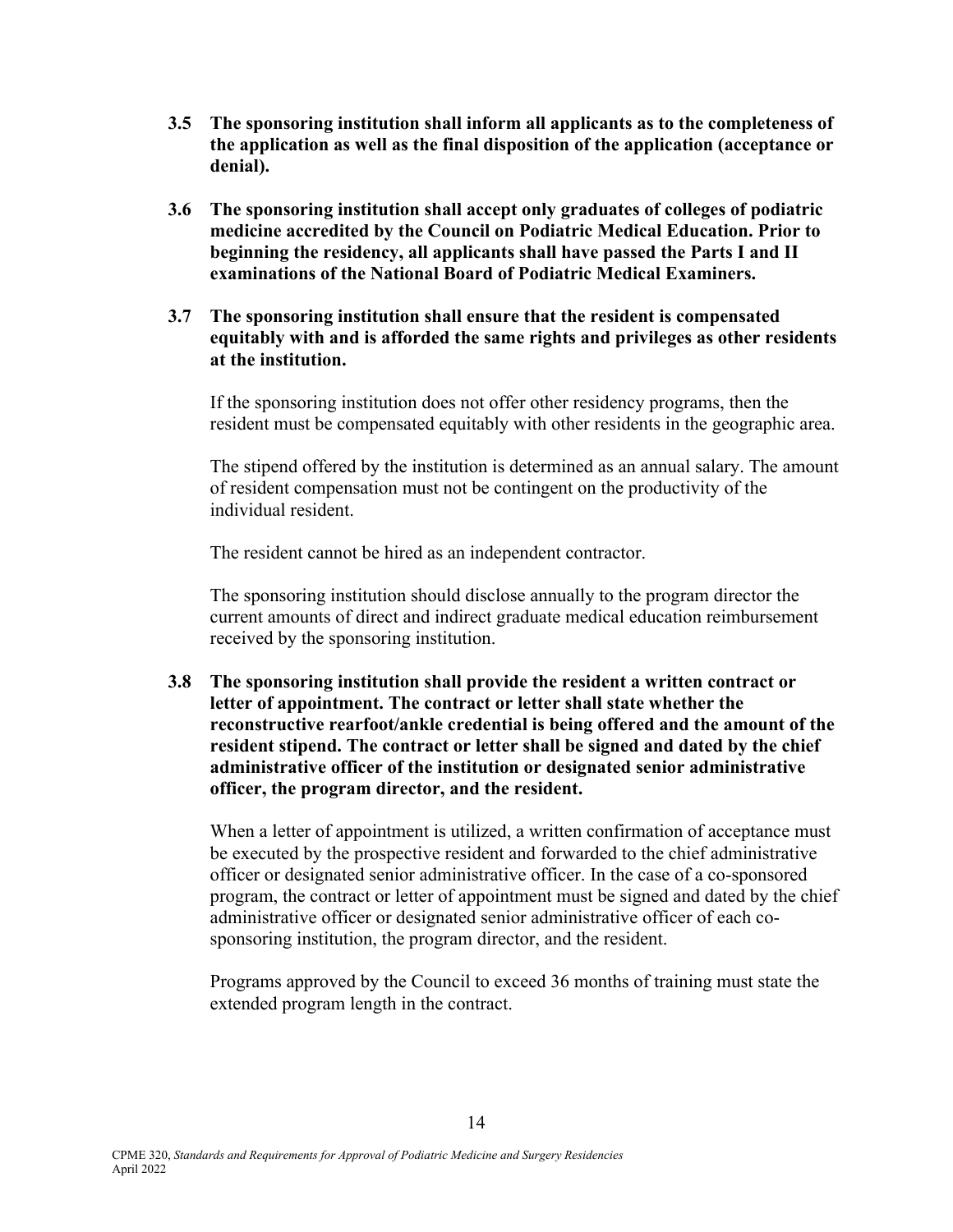**3.5 The sponsoring institution shall inform all applicants as to the completeness of the application as well as the final disposition of the application (acceptance or denial).**

**3.6 The sponsoring institution shall accept only graduates of colleges of podiatric medicine accredited by the Council on Podiatric Medical Education. Prior to beginning the residency, all applicants shall have passed the Parts I and II examinations of the National Board of Podiatric Medical Examiners.**

**3.7 The sponsoring institution shall ensure that the resident is compensated equitably with and is afforded the same rights and privileges as other residents at the institution.**

If the sponsoring institution does not offer other residency programs, then the resident must be compensated equitably with other residents in the geographic area.

The stipend offered by the institution is determined as an annual salary. The amount of resident compensation must not be contingent on the productivity of the individual resident.

The resident cannot be hired as an independent contractor.

The sponsoring institution should disclose annually to the program director the current amounts of direct and indirect graduate medical education reimbursement received by the sponsoring institution.

**3.8 The sponsoring institution shall provide the resident a written contract or letter of appointment. The contract or letter shall state whether the reconstructive rearfoot/ankle credential is being offered and the amount of the resident stipend. The contract or letter shall be signed and dated by the chief administrative officer of the institution or designated senior administrative officer, the program director, and the resident.**

When a letter of appointment is utilized, a written confirmation of acceptance must be executed by the prospective resident and forwarded to the chief administrative officer or designated senior administrative officer. In the case of a co-sponsored program, the contract or letter of appointment must be signed and dated by the chief administrative officer or designated senior administrative officer of each co-sponsoring institution, the program director, and the resident.

Programs approved by the Council to exceed 36 months of training must state the extended program length in the contract.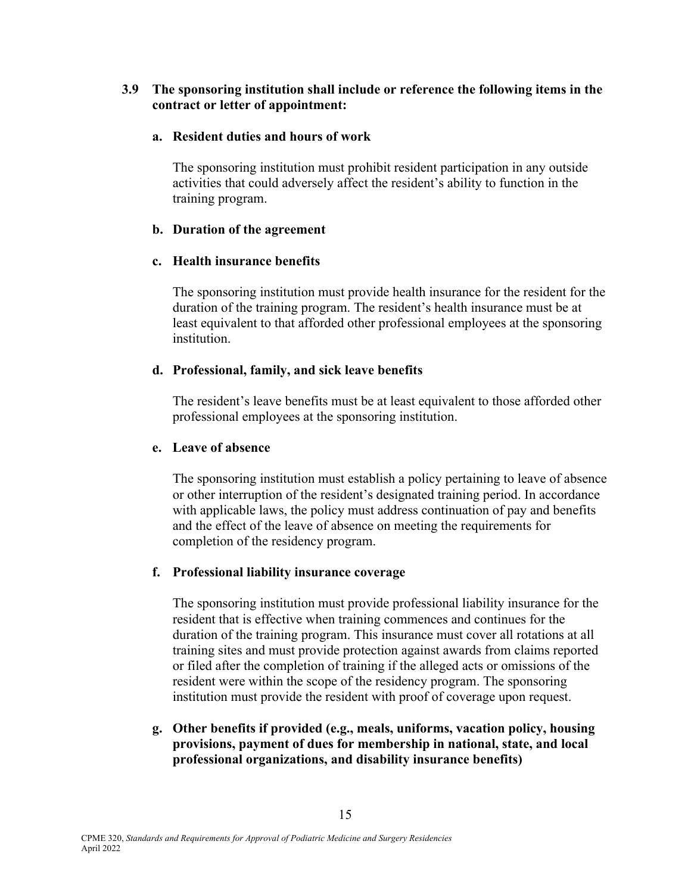**3.9 The sponsoring institution shall include or reference the following items in the contract or letter of appointment:**

**a. Resident duties and hours of work**

The sponsoring institution must prohibit resident participation in any outside activities that could adversely affect the resident's ability to function in the training program.

**b. Duration of the agreement**

**c. Health insurance benefits**

The sponsoring institution must provide health insurance for the resident for the duration of the training program. The resident's health insurance must be at least equivalent to that afforded other professional employees at the sponsoring institution.

**d. Professional, family, and sick leave benefits**

The resident's leave benefits must be at least equivalent to those afforded other professional employees at the sponsoring institution.

**e. Leave of absence**

The sponsoring institution must establish a policy pertaining to leave of absence or other interruption of the resident's designated training period. In accordance with applicable laws, the policy must address continuation of pay and benefits and the effect of the leave of absence on meeting the requirements for completion of the residency program.

**f. Professional liability insurance coverage**

The sponsoring institution must provide professional liability insurance for the resident that is effective when training commences and continues for the duration of the training program. This insurance must cover all rotations at all training sites and must provide protection against awards from claims reported or filed after the completion of training if the alleged acts or omissions of the resident were within the scope of the residency program. The sponsoring institution must provide the resident with proof of coverage upon request.

**g. Other benefits if provided (e.g., meals, uniforms, vacation policy, housing provisions, payment of dues for membership in national, state, and local professional organizations, and disability insurance benefits)**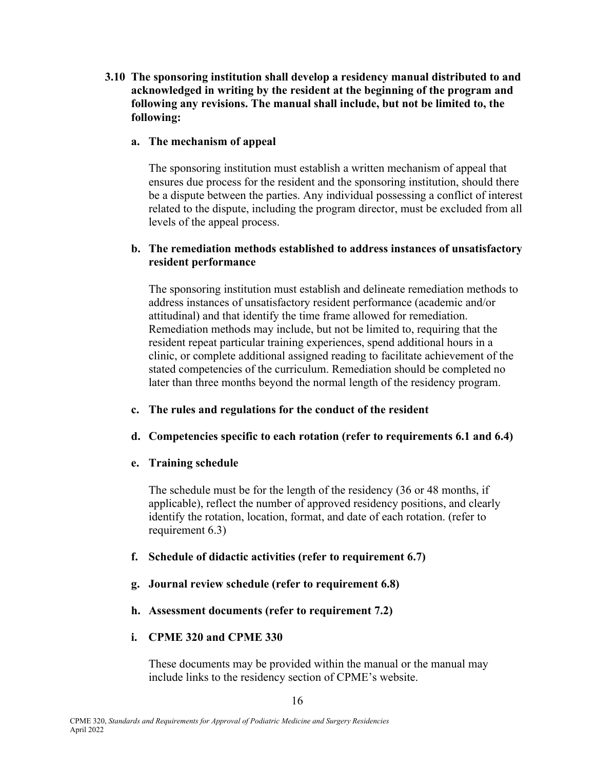**3.10 The sponsoring institution shall develop a residency manual distributed to and acknowledged in writing by the resident at the beginning of the program and following any revisions. The manual shall include, but not be limited to, the following:**

**a. The mechanism of appeal**

The sponsoring institution must establish a written mechanism of appeal that ensures due process for the resident and the sponsoring institution, should there be a dispute between the parties. Any individual possessing a conflict of interest related to the dispute, including the program director, must be excluded from all levels of the appeal process.

**b. The remediation methods established to address instances of unsatisfactory resident performance**

The sponsoring institution must establish and delineate remediation methods to address instances of unsatisfactory resident performance (academic and/or attitudinal) and that identify the time frame allowed for remediation. Remediation methods may include, but not be limited to, requiring that the resident repeat particular training experiences, spend additional hours in a clinic, or complete additional assigned reading to facilitate achievement of the stated competencies of the curriculum. Remediation should be completed no later than three months beyond the normal length of the residency program.

**c. The rules and regulations for the conduct of the resident**

**d. Competencies specific to each rotation (refer to requirements 6.1 and 6.4)**

**e. Training schedule**

The schedule must be for the length of the residency (36 or 48 months, if applicable), reflect the number of approved residency positions, and clearly identify the rotation, location, format, and date of each rotation. (refer to requirement 6.3)

**f. Schedule of didactic activities (refer to requirement 6.7)**

**g. Journal review schedule (refer to requirement 6.8)**

**h. Assessment documents (refer to requirement 7.2)**

**i. CPME 320 and CPME 330**

These documents may be provided within the manual or the manual may include links to the residency section of CPME's website.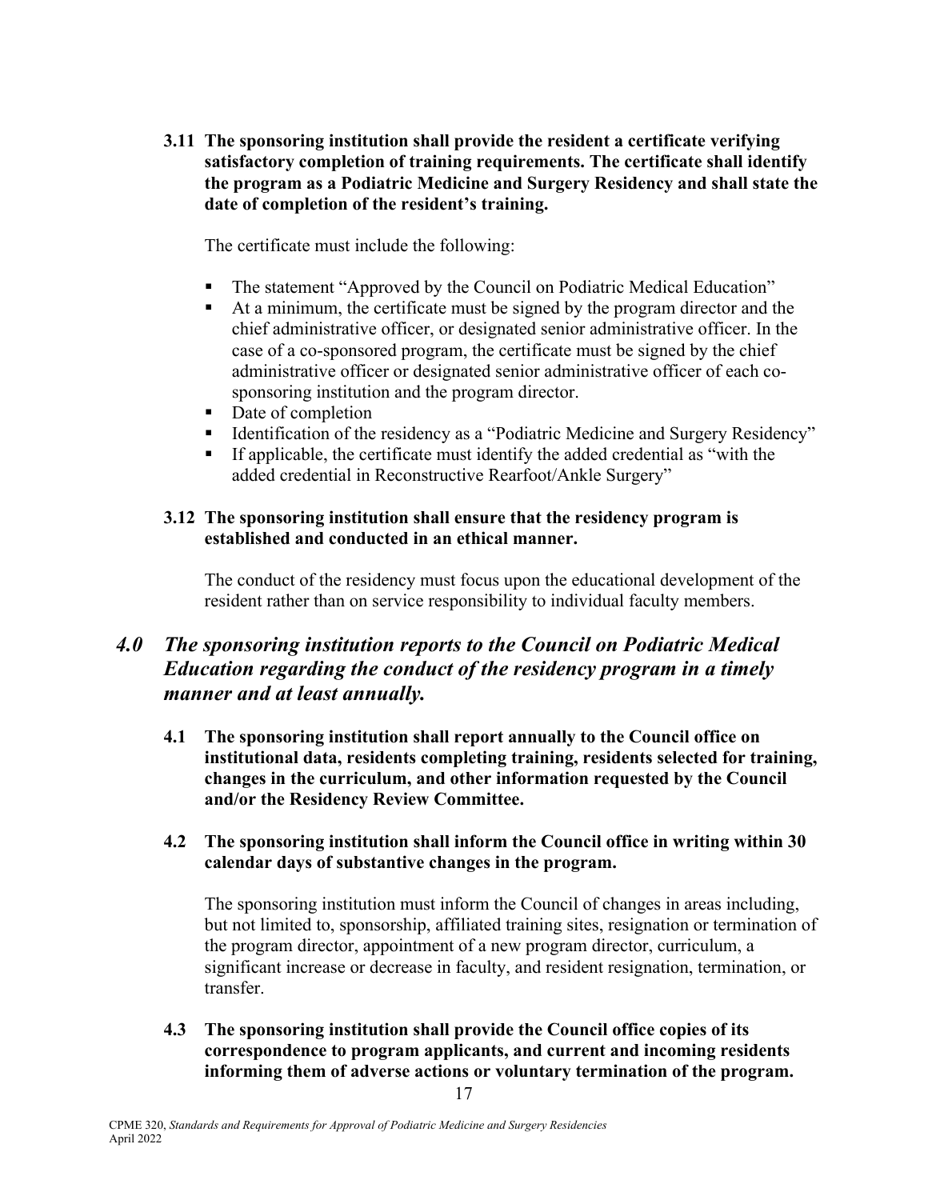**3.11 The sponsoring institution shall provide the resident a certificate verifying satisfactory completion of training requirements. The certificate shall identify the program as a Podiatric Medicine and Surgery Residency and shall state the date of completion of the resident's training.**

The certificate must include the following:

- The statement "Approved by the Council on Podiatric Medical Education"
- At a minimum, the certificate must be signed by the program director and the chief administrative officer, or designated senior administrative officer. In the case of a co-sponsored program, the certificate must be signed by the chief administrative officer or designated senior administrative officer of each co-sponsoring institution and the program director.
- Date of completion
- Identification of the residency as a "Podiatric Medicine and Surgery Residency"
- If applicable, the certificate must identify the added credential as "with the added credential in Reconstructive Rearfoot/Ankle Surgery"

**3.12 The sponsoring institution shall ensure that the residency program is established and conducted in an ethical manner.**

The conduct of the residency must focus upon the educational development of the resident rather than on service responsibility to individual faculty members.

## *4.0 The sponsoring institution reports to the Council on Podiatric Medical Education regarding the conduct of the residency program in a timely manner and at least annually.*

**4.1 The sponsoring institution shall report annually to the Council office on institutional data, residents completing training, residents selected for training, changes in the curriculum, and other information requested by the Council and/or the Residency Review Committee.**

**4.2 The sponsoring institution shall inform the Council office in writing within 30 calendar days of substantive changes in the program.**

The sponsoring institution must inform the Council of changes in areas including, but not limited to, sponsorship, affiliated training sites, resignation or termination of the program director, appointment of a new program director, curriculum, a significant increase or decrease in faculty, and resident resignation, termination, or transfer.

**4.3 The sponsoring institution shall provide the Council office copies of its correspondence to program applicants, and current and incoming residents informing them of adverse actions or voluntary termination of the program.**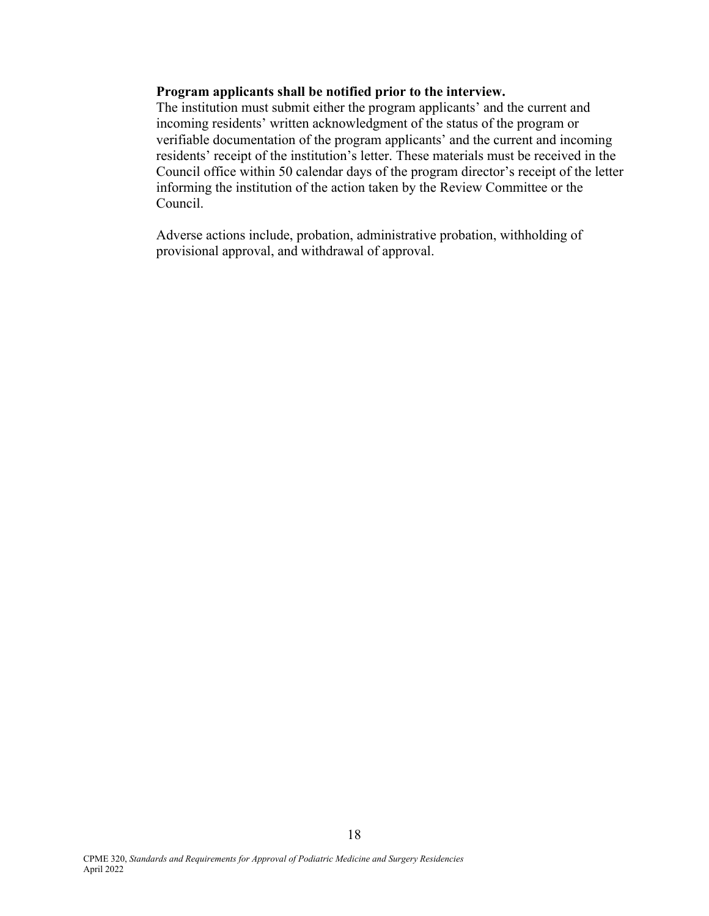**Program applicants shall be notified prior to the interview.**
The institution must submit either the program applicants' and the current and incoming residents' written acknowledgment of the status of the program or verifiable documentation of the program applicants' and the current and incoming residents' receipt of the institution's letter. These materials must be received in the Council office within 50 calendar days of the program director's receipt of the letter informing the institution of the action taken by the Review Committee or the Council.

Adverse actions include, probation, administrative probation, withholding of provisional approval, and withdrawal of approval.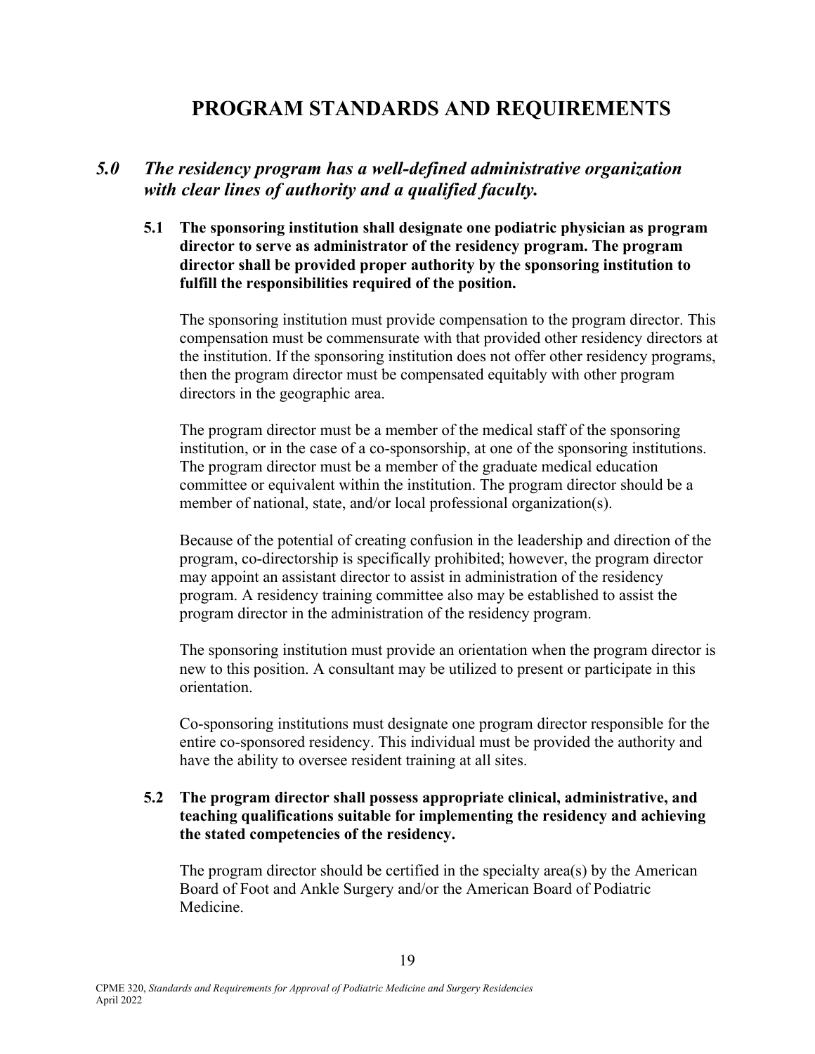# PROGRAM STANDARDS AND REQUIREMENTS

## *5.0 The residency program has a well-defined administrative organization with clear lines of authority and a qualified faculty.*

**5.1 The sponsoring institution shall designate one podiatric physician as program director to serve as administrator of the residency program. The program director shall be provided proper authority by the sponsoring institution to fulfill the responsibilities required of the position.**

The sponsoring institution must provide compensation to the program director. This compensation must be commensurate with that provided other residency directors at the institution. If the sponsoring institution does not offer other residency programs, then the program director must be compensated equitably with other program directors in the geographic area.

The program director must be a member of the medical staff of the sponsoring institution, or in the case of a co-sponsorship, at one of the sponsoring institutions. The program director must be a member of the graduate medical education committee or equivalent within the institution. The program director should be a member of national, state, and/or local professional organization(s).

Because of the potential of creating confusion in the leadership and direction of the program, co-directorship is specifically prohibited; however, the program director may appoint an assistant director to assist in administration of the residency program. A residency training committee also may be established to assist the program director in the administration of the residency program.

The sponsoring institution must provide an orientation when the program director is new to this position. A consultant may be utilized to present or participate in this orientation.

Co-sponsoring institutions must designate one program director responsible for the entire co-sponsored residency. This individual must be provided the authority and have the ability to oversee resident training at all sites.

**5.2 The program director shall possess appropriate clinical, administrative, and teaching qualifications suitable for implementing the residency and achieving the stated competencies of the residency.**

The program director should be certified in the specialty area(s) by the American Board of Foot and Ankle Surgery and/or the American Board of Podiatric Medicine.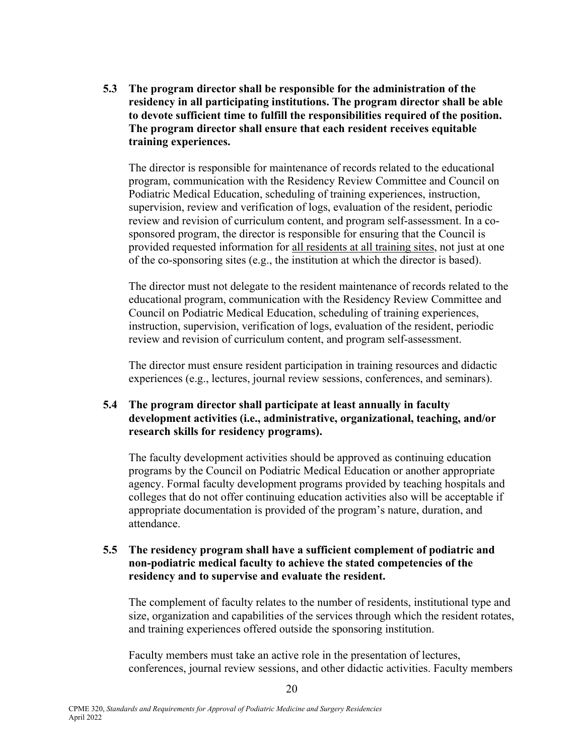**5.3 The program director shall be responsible for the administration of the residency in all participating institutions. The program director shall be able to devote sufficient time to fulfill the responsibilities required of the position. The program director shall ensure that each resident receives equitable training experiences.**

The director is responsible for maintenance of records related to the educational program, communication with the Residency Review Committee and Council on Podiatric Medical Education, scheduling of training experiences, instruction, supervision, review and verification of logs, evaluation of the resident, periodic review and revision of curriculum content, and program self-assessment. In a co-sponsored program, the director is responsible for ensuring that the Council is provided requested information for <u>all residents at all training sites</u>, not just at one of the co-sponsoring sites (e.g., the institution at which the director is based).

The director must not delegate to the resident maintenance of records related to the educational program, communication with the Residency Review Committee and Council on Podiatric Medical Education, scheduling of training experiences, instruction, supervision, verification of logs, evaluation of the resident, periodic review and revision of curriculum content, and program self-assessment.

The director must ensure resident participation in training resources and didactic experiences (e.g., lectures, journal review sessions, conferences, and seminars).

**5.4 The program director shall participate at least annually in faculty development activities (i.e., administrative, organizational, teaching, and/or research skills for residency programs).**

The faculty development activities should be approved as continuing education programs by the Council on Podiatric Medical Education or another appropriate agency. Formal faculty development programs provided by teaching hospitals and colleges that do not offer continuing education activities also will be acceptable if appropriate documentation is provided of the program's nature, duration, and attendance.

**5.5 The residency program shall have a sufficient complement of podiatric and non-podiatric medical faculty to achieve the stated competencies of the residency and to supervise and evaluate the resident.**

The complement of faculty relates to the number of residents, institutional type and size, organization and capabilities of the services through which the resident rotates, and training experiences offered outside the sponsoring institution.

Faculty members must take an active role in the presentation of lectures, conferences, journal review sessions, and other didactic activities. Faculty members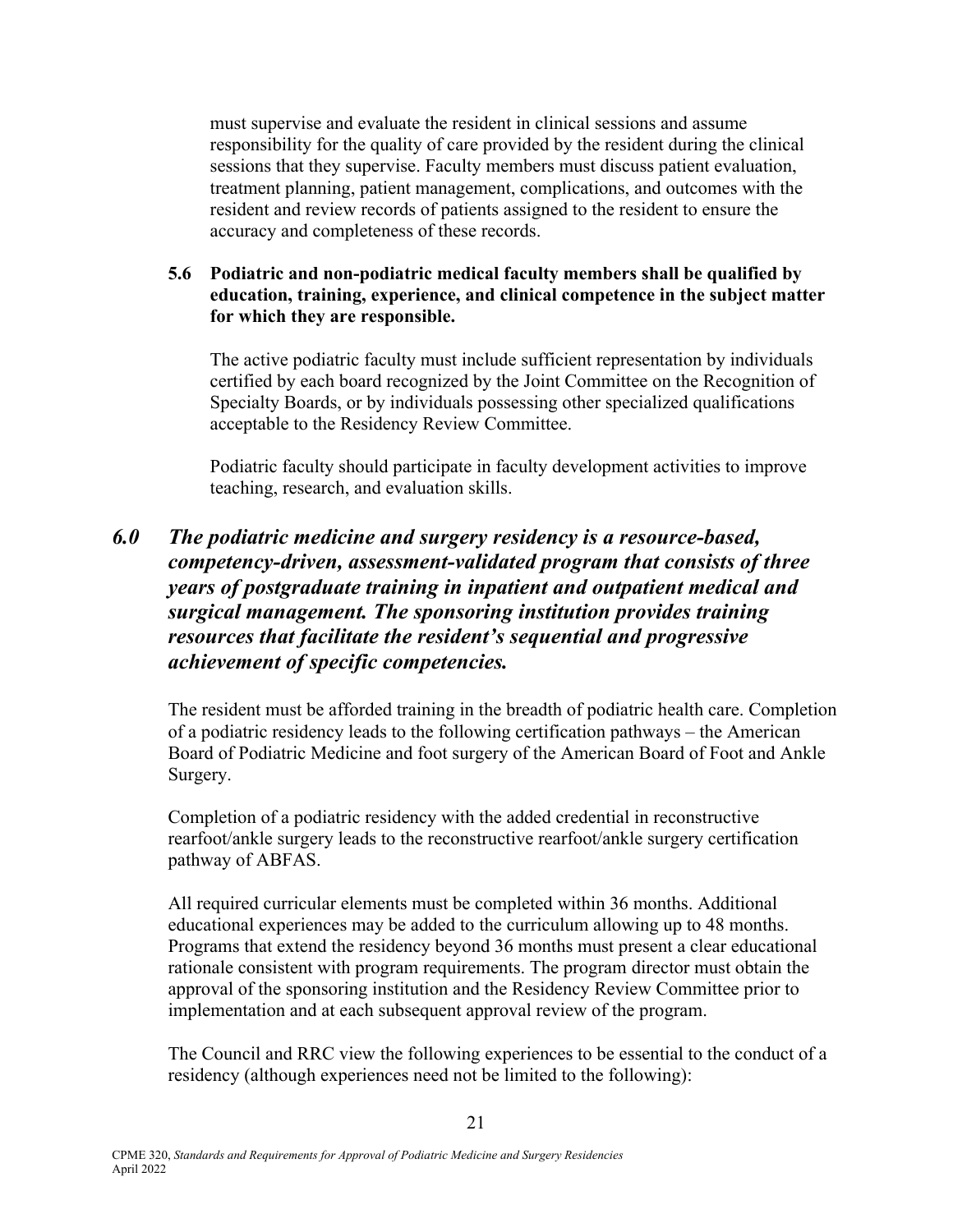must supervise and evaluate the resident in clinical sessions and assume responsibility for the quality of care provided by the resident during the clinical sessions that they supervise. Faculty members must discuss patient evaluation, treatment planning, patient management, complications, and outcomes with the resident and review records of patients assigned to the resident to ensure the accuracy and completeness of these records.

**5.6 Podiatric and non-podiatric medical faculty members shall be qualified by education, training, experience, and clinical competence in the subject matter for which they are responsible.**

The active podiatric faculty must include sufficient representation by individuals certified by each board recognized by the Joint Committee on the Recognition of Specialty Boards, or by individuals possessing other specialized qualifications acceptable to the Residency Review Committee.

Podiatric faculty should participate in faculty development activities to improve teaching, research, and evaluation skills.

## *6.0 The podiatric medicine and surgery residency is a resource-based, competency-driven, assessment-validated program that consists of three years of postgraduate training in inpatient and outpatient medical and surgical management. The sponsoring institution provides training resources that facilitate the resident's sequential and progressive achievement of specific competencies.*

The resident must be afforded training in the breadth of podiatric health care. Completion of a podiatric residency leads to the following certification pathways – the American Board of Podiatric Medicine and foot surgery of the American Board of Foot and Ankle Surgery.

Completion of a podiatric residency with the added credential in reconstructive rearfoot/ankle surgery leads to the reconstructive rearfoot/ankle surgery certification pathway of ABFAS.

All required curricular elements must be completed within 36 months. Additional educational experiences may be added to the curriculum allowing up to 48 months. Programs that extend the residency beyond 36 months must present a clear educational rationale consistent with program requirements. The program director must obtain the approval of the sponsoring institution and the Residency Review Committee prior to implementation and at each subsequent approval review of the program.

The Council and RRC view the following experiences to be essential to the conduct of a residency (although experiences need not be limited to the following):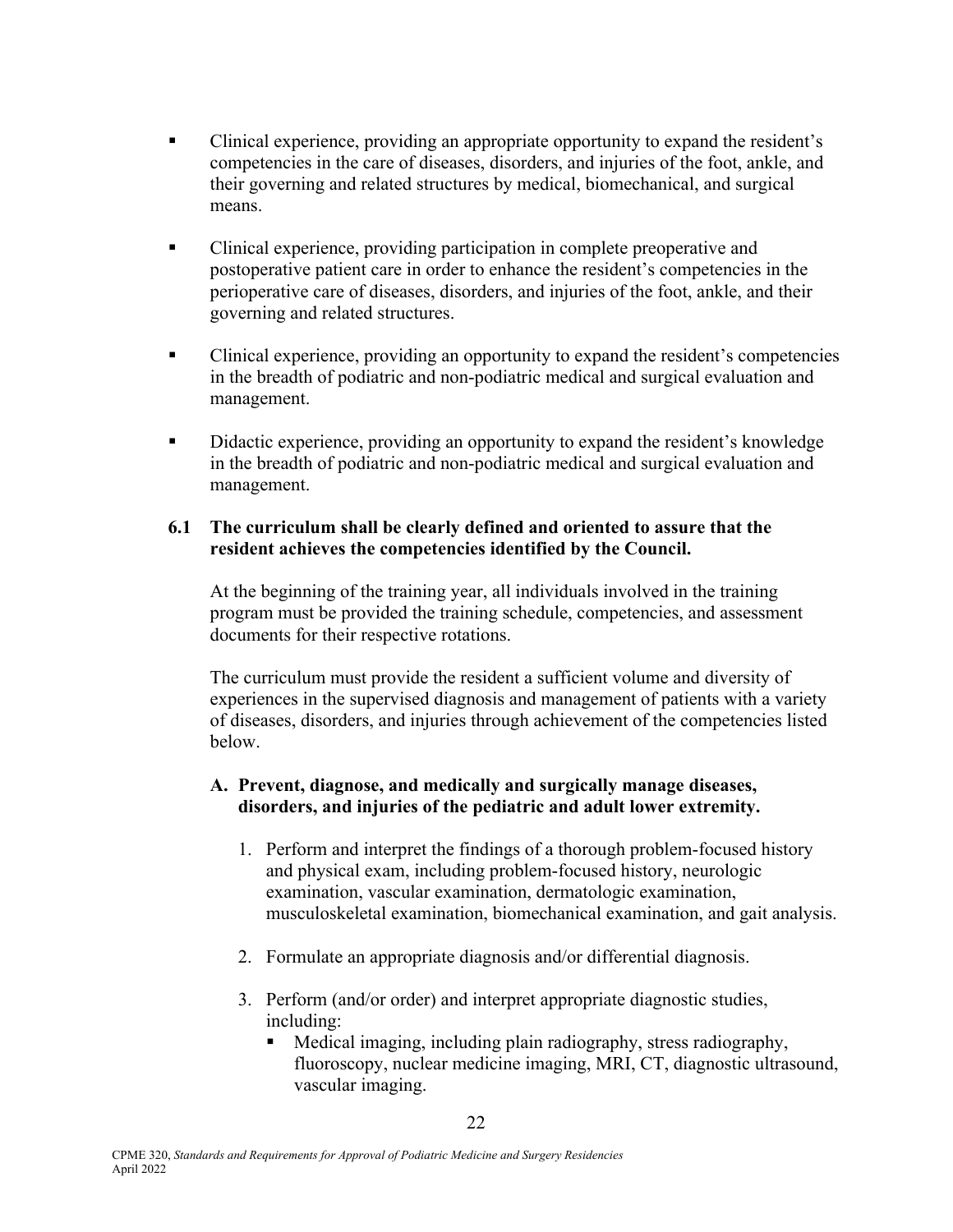- Clinical experience, providing an appropriate opportunity to expand the resident's competencies in the care of diseases, disorders, and injuries of the foot, ankle, and their governing and related structures by medical, biomechanical, and surgical means.

- Clinical experience, providing participation in complete preoperative and postoperative patient care in order to enhance the resident's competencies in the perioperative care of diseases, disorders, and injuries of the foot, ankle, and their governing and related structures.

- Clinical experience, providing an opportunity to expand the resident's competencies in the breadth of podiatric and non-podiatric medical and surgical evaluation and management.

- Didactic experience, providing an opportunity to expand the resident's knowledge in the breadth of podiatric and non-podiatric medical and surgical evaluation and management.

**6.1 The curriculum shall be clearly defined and oriented to assure that the resident achieves the competencies identified by the Council.**

At the beginning of the training year, all individuals involved in the training program must be provided the training schedule, competencies, and assessment documents for their respective rotations.

The curriculum must provide the resident a sufficient volume and diversity of experiences in the supervised diagnosis and management of patients with a variety of diseases, disorders, and injuries through achievement of the competencies listed below.

**A. Prevent, diagnose, and medically and surgically manage diseases, disorders, and injuries of the pediatric and adult lower extremity.**

1. Perform and interpret the findings of a thorough problem-focused history and physical exam, including problem-focused history, neurologic examination, vascular examination, dermatologic examination, musculoskeletal examination, biomechanical examination, and gait analysis.

2. Formulate an appropriate diagnosis and/or differential diagnosis.

3. Perform (and/or order) and interpret appropriate diagnostic studies, including:
   - Medical imaging, including plain radiography, stress radiography, fluoroscopy, nuclear medicine imaging, MRI, CT, diagnostic ultrasound, vascular imaging.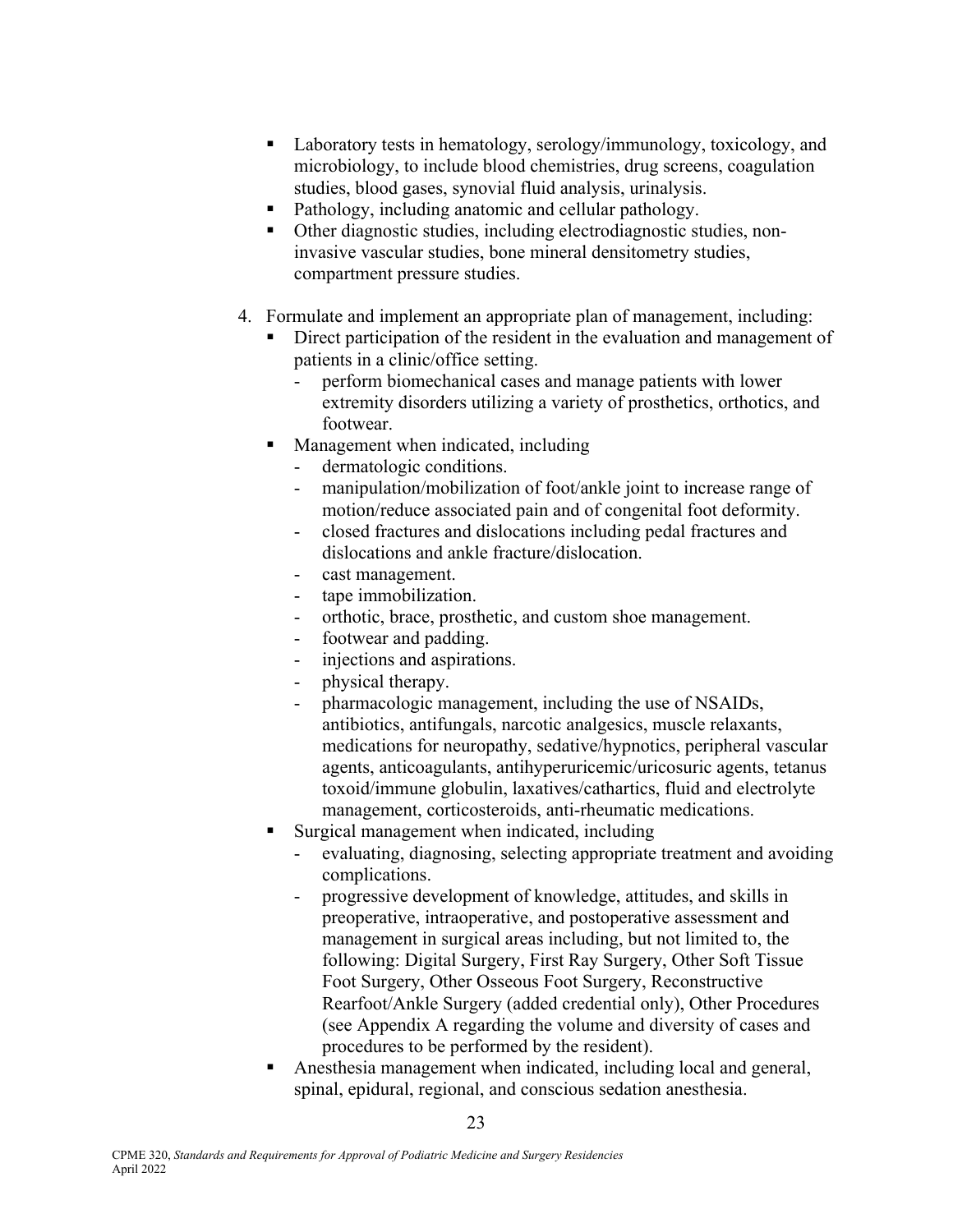- Laboratory tests in hematology, serology/immunology, toxicology, and microbiology, to include blood chemistries, drug screens, coagulation studies, blood gases, synovial fluid analysis, urinalysis.
- Pathology, including anatomic and cellular pathology.
- Other diagnostic studies, including electrodiagnostic studies, non-invasive vascular studies, bone mineral densitometry studies, compartment pressure studies.

4. Formulate and implement an appropriate plan of management, including:
   - Direct participation of the resident in the evaluation and management of patients in a clinic/office setting.
     - perform biomechanical cases and manage patients with lower extremity disorders utilizing a variety of prosthetics, orthotics, and footwear.
   - Management when indicated, including
     - dermatologic conditions.
     - manipulation/mobilization of foot/ankle joint to increase range of motion/reduce associated pain and of congenital foot deformity.
     - closed fractures and dislocations including pedal fractures and dislocations and ankle fracture/dislocation.
     - cast management.
     - tape immobilization.
     - orthotic, brace, prosthetic, and custom shoe management.
     - footwear and padding.
     - injections and aspirations.
     - physical therapy.
     - pharmacologic management, including the use of NSAIDs, antibiotics, antifungals, narcotic analgesics, muscle relaxants, medications for neuropathy, sedative/hypnotics, peripheral vascular agents, anticoagulants, antihyperuricemic/uricosuric agents, tetanus toxoid/immune globulin, laxatives/cathartics, fluid and electrolyte management, corticosteroids, anti-rheumatic medications.
   - Surgical management when indicated, including
     - evaluating, diagnosing, selecting appropriate treatment and avoiding complications.
     - progressive development of knowledge, attitudes, and skills in preoperative, intraoperative, and postoperative assessment and management in surgical areas including, but not limited to, the following: Digital Surgery, First Ray Surgery, Other Soft Tissue Foot Surgery, Other Osseous Foot Surgery, Reconstructive Rearfoot/Ankle Surgery (added credential only), Other Procedures (see Appendix A regarding the volume and diversity of cases and procedures to be performed by the resident).
   - Anesthesia management when indicated, including local and general, spinal, epidural, regional, and conscious sedation anesthesia.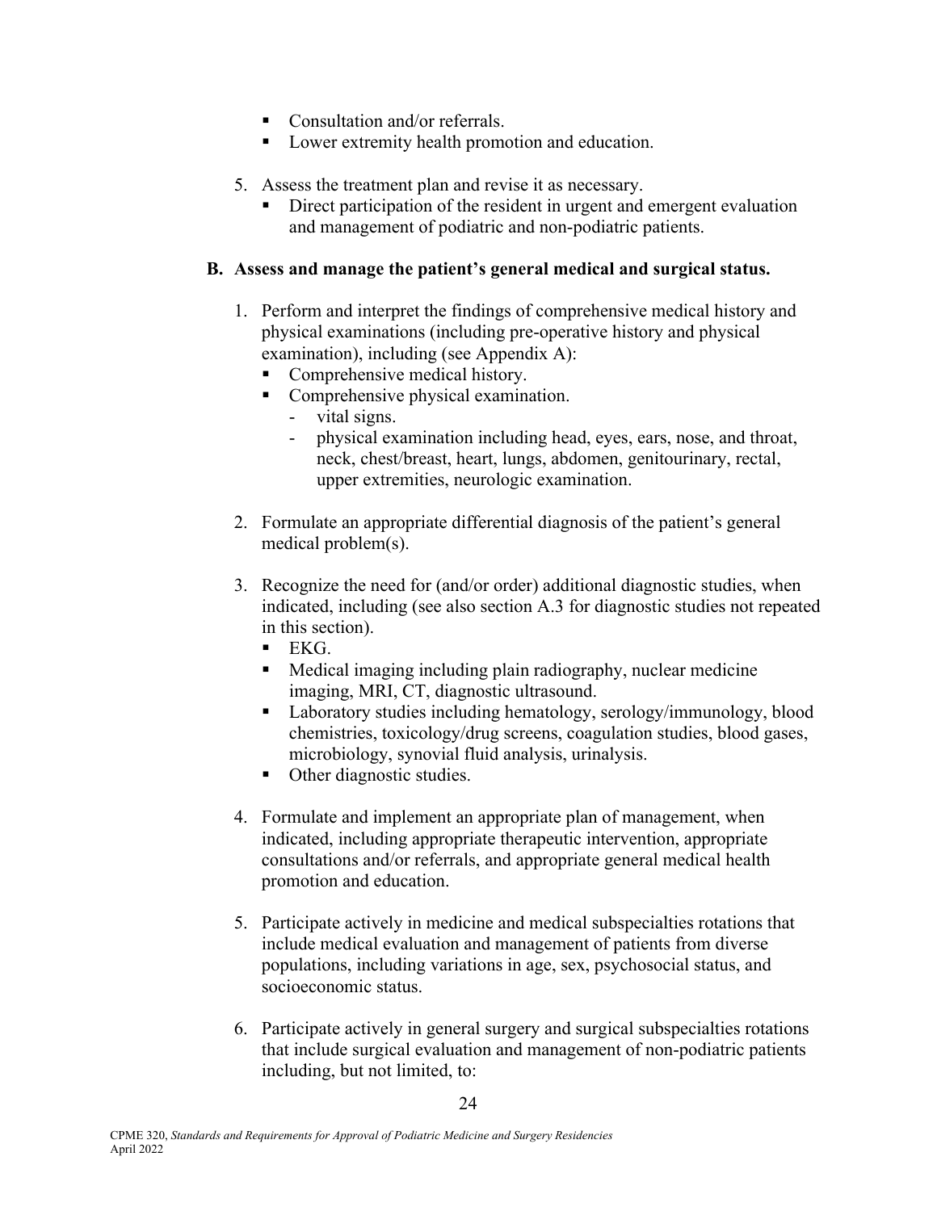- Consultation and/or referrals.
- Lower extremity health promotion and education.

5. Assess the treatment plan and revise it as necessary.
   - Direct participation of the resident in urgent and emergent evaluation and management of podiatric and non-podiatric patients.

**B. Assess and manage the patient's general medical and surgical status.**

1. Perform and interpret the findings of comprehensive medical history and physical examinations (including pre-operative history and physical examination), including (see Appendix A):
   - Comprehensive medical history.
   - Comprehensive physical examination.
     - vital signs.
     - physical examination including head, eyes, ears, nose, and throat, neck, chest/breast, heart, lungs, abdomen, genitourinary, rectal, upper extremities, neurologic examination.

2. Formulate an appropriate differential diagnosis of the patient's general medical problem(s).

3. Recognize the need for (and/or order) additional diagnostic studies, when indicated, including (see also section A.3 for diagnostic studies not repeated in this section).
   - EKG.
   - Medical imaging including plain radiography, nuclear medicine imaging, MRI, CT, diagnostic ultrasound.
   - Laboratory studies including hematology, serology/immunology, blood chemistries, toxicology/drug screens, coagulation studies, blood gases, microbiology, synovial fluid analysis, urinalysis.
   - Other diagnostic studies.

4. Formulate and implement an appropriate plan of management, when indicated, including appropriate therapeutic intervention, appropriate consultations and/or referrals, and appropriate general medical health promotion and education.

5. Participate actively in medicine and medical subspecialties rotations that include medical evaluation and management of patients from diverse populations, including variations in age, sex, psychosocial status, and socioeconomic status.

6. Participate actively in general surgery and surgical subspecialties rotations that include surgical evaluation and management of non-podiatric patients including, but not limited, to: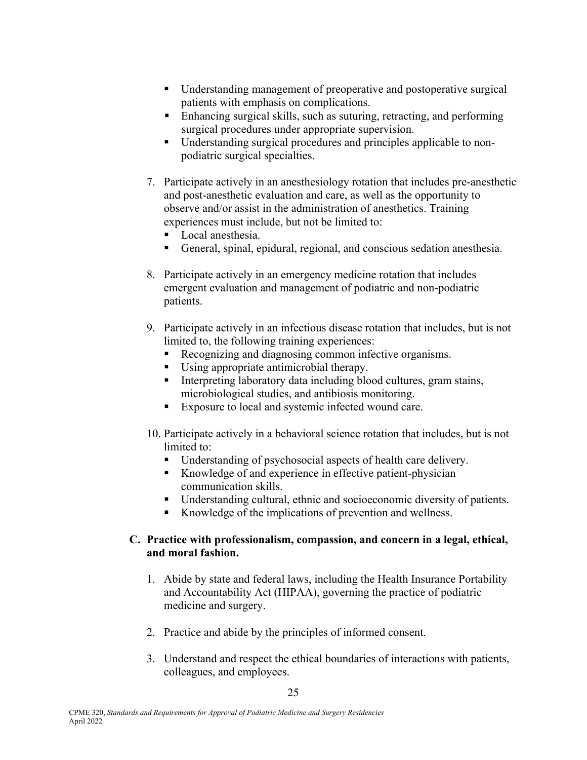- Understanding management of preoperative and postoperative surgical patients with emphasis on complications.
  - Enhancing surgical skills, such as suturing, retracting, and performing surgical procedures under appropriate supervision.
  - Understanding surgical procedures and principles applicable to non-podiatric surgical specialties.

7. Participate actively in an anesthesiology rotation that includes pre-anesthetic and post-anesthetic evaluation and care, as well as the opportunity to observe and/or assist in the administration of anesthetics. Training experiences must include, but not be limited to:
   - Local anesthesia.
   - General, spinal, epidural, regional, and conscious sedation anesthesia.

8. Participate actively in an emergency medicine rotation that includes emergent evaluation and management of podiatric and non-podiatric patients.

9. Participate actively in an infectious disease rotation that includes, but is not limited to, the following training experiences:
   - Recognizing and diagnosing common infective organisms.
   - Using appropriate antimicrobial therapy.
   - Interpreting laboratory data including blood cultures, gram stains, microbiological studies, and antibiosis monitoring.
   - Exposure to local and systemic infected wound care.

10. Participate actively in a behavioral science rotation that includes, but is not limited to:
    - Understanding of psychosocial aspects of health care delivery.
    - Knowledge of and experience in effective patient-physician communication skills.
    - Understanding cultural, ethnic and socioeconomic diversity of patients.
    - Knowledge of the implications of prevention and wellness.

### C. Practice with professionalism, compassion, and concern in a legal, ethical, and moral fashion.

1. Abide by state and federal laws, including the Health Insurance Portability and Accountability Act (HIPAA), governing the practice of podiatric medicine and surgery.

2. Practice and abide by the principles of informed consent.

3. Understand and respect the ethical boundaries of interactions with patients, colleagues, and employees.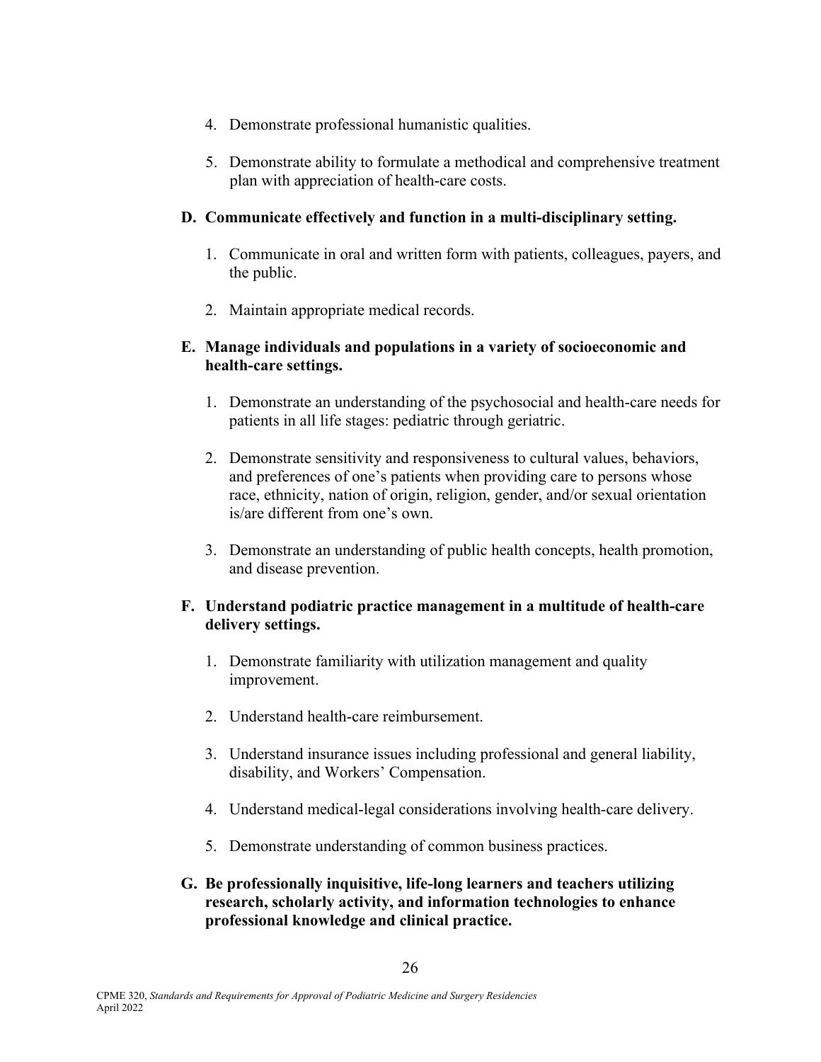4. Demonstrate professional humanistic qualities.

5. Demonstrate ability to formulate a methodical and comprehensive treatment plan with appreciation of health-care costs.

**D. Communicate effectively and function in a multi-disciplinary setting.**

1. Communicate in oral and written form with patients, colleagues, payers, and the public.

2. Maintain appropriate medical records.

**E. Manage individuals and populations in a variety of socioeconomic and health-care settings.**

1. Demonstrate an understanding of the psychosocial and health-care needs for patients in all life stages: pediatric through geriatric.

2. Demonstrate sensitivity and responsiveness to cultural values, behaviors, and preferences of one's patients when providing care to persons whose race, ethnicity, nation of origin, religion, gender, and/or sexual orientation is/are different from one's own.

3. Demonstrate an understanding of public health concepts, health promotion, and disease prevention.

**F. Understand podiatric practice management in a multitude of health-care delivery settings.**

1. Demonstrate familiarity with utilization management and quality improvement.

2. Understand health-care reimbursement.

3. Understand insurance issues including professional and general liability, disability, and Workers' Compensation.

4. Understand medical-legal considerations involving health-care delivery.

5. Demonstrate understanding of common business practices.

**G. Be professionally inquisitive, life-long learners and teachers utilizing research, scholarly activity, and information technologies to enhance professional knowledge and clinical practice.**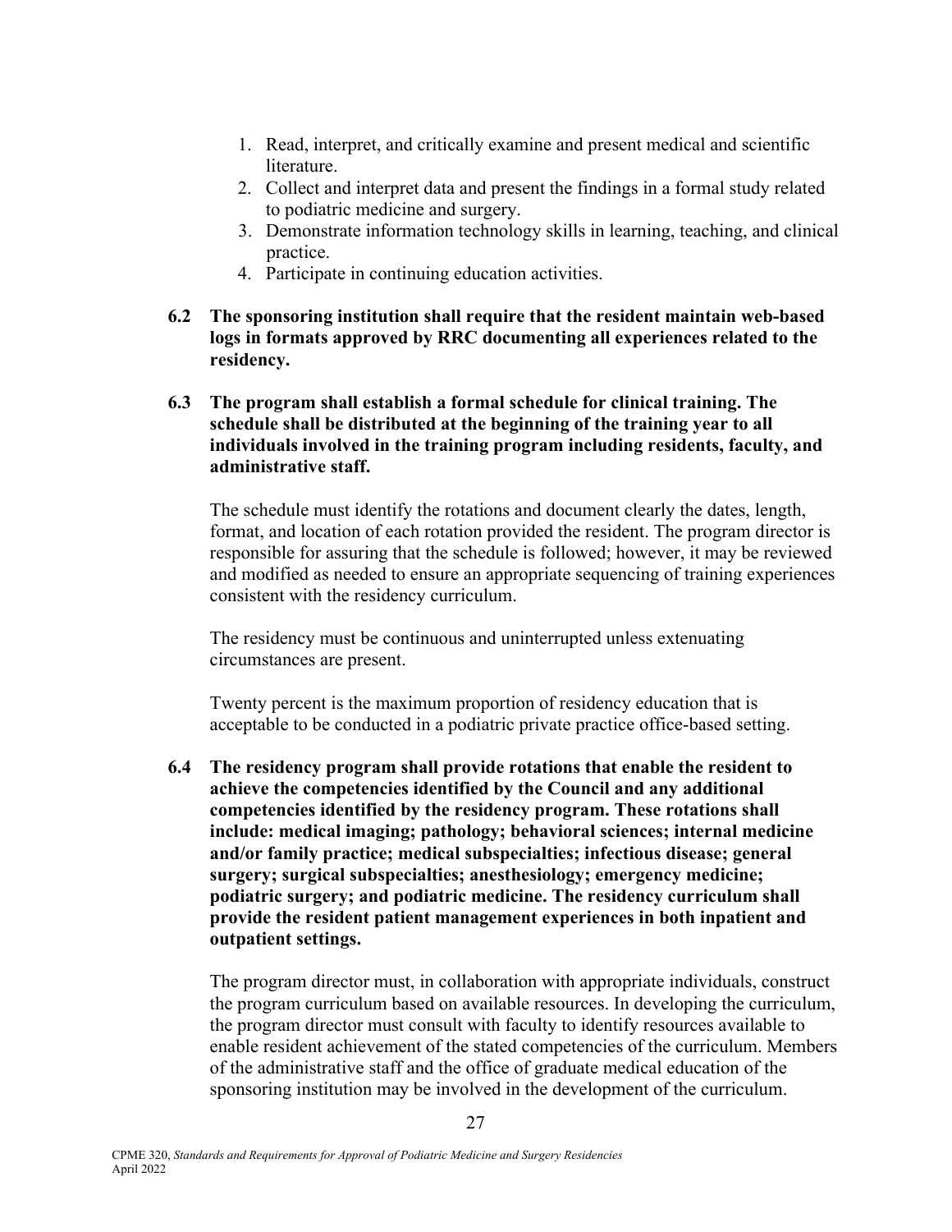1. Read, interpret, and critically examine and present medical and scientific literature.
2. Collect and interpret data and present the findings in a formal study related to podiatric medicine and surgery.
3. Demonstrate information technology skills in learning, teaching, and clinical practice.
4. Participate in continuing education activities.

**6.2 The sponsoring institution shall require that the resident maintain web-based logs in formats approved by RRC documenting all experiences related to the residency.**

**6.3 The program shall establish a formal schedule for clinical training. The schedule shall be distributed at the beginning of the training year to all individuals involved in the training program including residents, faculty, and administrative staff.**

The schedule must identify the rotations and document clearly the dates, length, format, and location of each rotation provided the resident. The program director is responsible for assuring that the schedule is followed; however, it may be reviewed and modified as needed to ensure an appropriate sequencing of training experiences consistent with the residency curriculum.

The residency must be continuous and uninterrupted unless extenuating circumstances are present.

Twenty percent is the maximum proportion of residency education that is acceptable to be conducted in a podiatric private practice office-based setting.

**6.4 The residency program shall provide rotations that enable the resident to achieve the competencies identified by the Council and any additional competencies identified by the residency program. These rotations shall include: medical imaging; pathology; behavioral sciences; internal medicine and/or family practice; medical subspecialties; infectious disease; general surgery; surgical subspecialties; anesthesiology; emergency medicine; podiatric surgery; and podiatric medicine. The residency curriculum shall provide the resident patient management experiences in both inpatient and outpatient settings.**

The program director must, in collaboration with appropriate individuals, construct the program curriculum based on available resources. In developing the curriculum, the program director must consult with faculty to identify resources available to enable resident achievement of the stated competencies of the curriculum. Members of the administrative staff and the office of graduate medical education of the sponsoring institution may be involved in the development of the curriculum.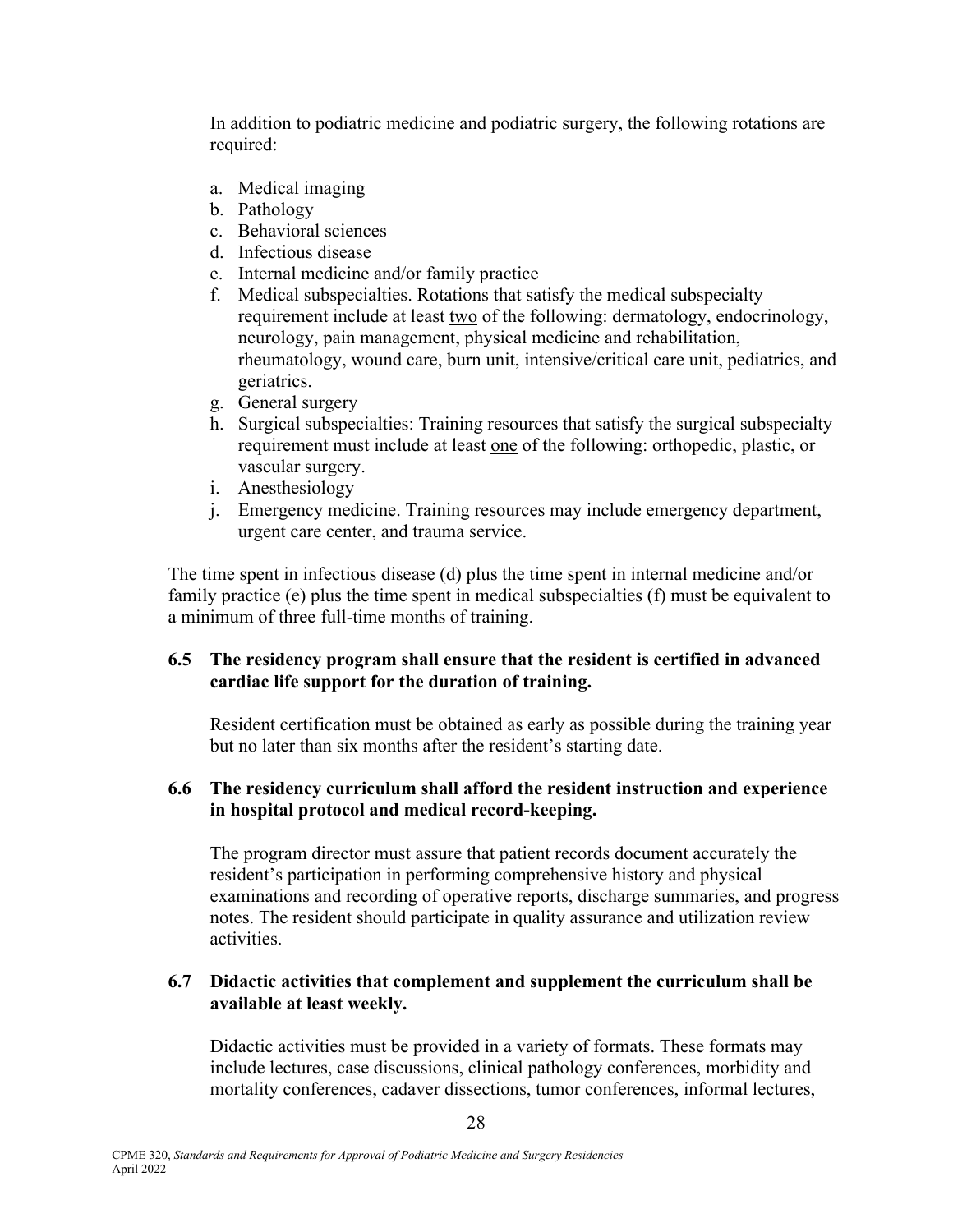In addition to podiatric medicine and podiatric surgery, the following rotations are required:

a. Medical imaging
b. Pathology
c. Behavioral sciences
d. Infectious disease
e. Internal medicine and/or family practice
f. Medical subspecialties. Rotations that satisfy the medical subspecialty requirement include at least two of the following: dermatology, endocrinology, neurology, pain management, physical medicine and rehabilitation, rheumatology, wound care, burn unit, intensive/critical care unit, pediatrics, and geriatrics.
g. General surgery
h. Surgical subspecialties: Training resources that satisfy the surgical subspecialty requirement must include at least one of the following: orthopedic, plastic, or vascular surgery.
i. Anesthesiology
j. Emergency medicine. Training resources may include emergency department, urgent care center, and trauma service.

The time spent in infectious disease (d) plus the time spent in internal medicine and/or family practice (e) plus the time spent in medical subspecialties (f) must be equivalent to a minimum of three full-time months of training.

**6.5 The residency program shall ensure that the resident is certified in advanced cardiac life support for the duration of training.**

Resident certification must be obtained as early as possible during the training year but no later than six months after the resident's starting date.

**6.6 The residency curriculum shall afford the resident instruction and experience in hospital protocol and medical record-keeping.**

The program director must assure that patient records document accurately the resident's participation in performing comprehensive history and physical examinations and recording of operative reports, discharge summaries, and progress notes. The resident should participate in quality assurance and utilization review activities.

**6.7 Didactic activities that complement and supplement the curriculum shall be available at least weekly.**

Didactic activities must be provided in a variety of formats. These formats may include lectures, case discussions, clinical pathology conferences, morbidity and mortality conferences, cadaver dissections, tumor conferences, informal lectures,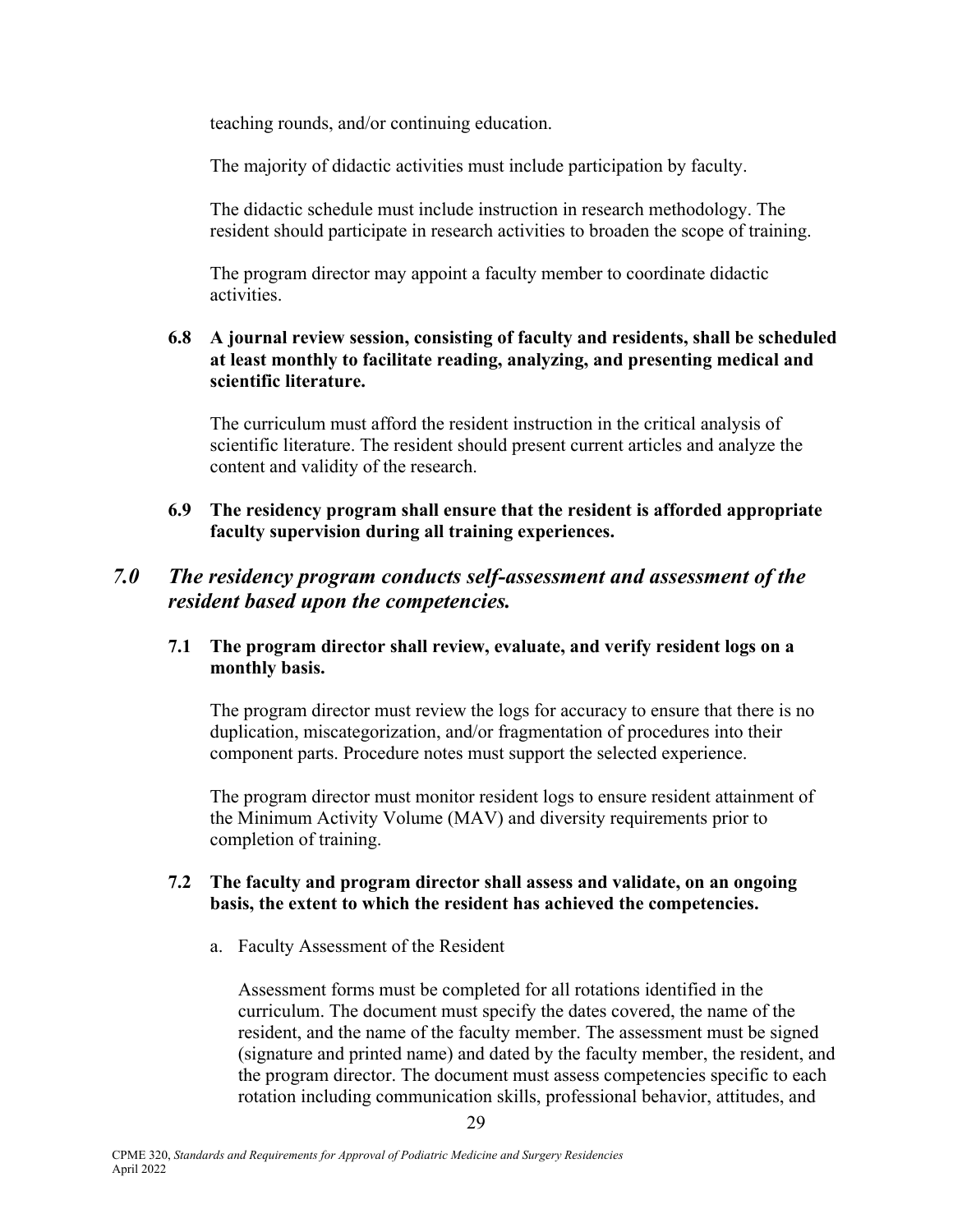teaching rounds, and/or continuing education.

The majority of didactic activities must include participation by faculty.

The didactic schedule must include instruction in research methodology. The resident should participate in research activities to broaden the scope of training.

The program director may appoint a faculty member to coordinate didactic activities.

**6.8 A journal review session, consisting of faculty and residents, shall be scheduled at least monthly to facilitate reading, analyzing, and presenting medical and scientific literature.**

The curriculum must afford the resident instruction in the critical analysis of scientific literature. The resident should present current articles and analyze the content and validity of the research.

**6.9 The residency program shall ensure that the resident is afforded appropriate faculty supervision during all training experiences.**

## *7.0 The residency program conducts self-assessment and assessment of the resident based upon the competencies.*

**7.1 The program director shall review, evaluate, and verify resident logs on a monthly basis.**

The program director must review the logs for accuracy to ensure that there is no duplication, miscategorization, and/or fragmentation of procedures into their component parts. Procedure notes must support the selected experience.

The program director must monitor resident logs to ensure resident attainment of the Minimum Activity Volume (MAV) and diversity requirements prior to completion of training.

**7.2 The faculty and program director shall assess and validate, on an ongoing basis, the extent to which the resident has achieved the competencies.**

a. Faculty Assessment of the Resident

Assessment forms must be completed for all rotations identified in the curriculum. The document must specify the dates covered, the name of the resident, and the name of the faculty member. The assessment must be signed (signature and printed name) and dated by the faculty member, the resident, and the program director. The document must assess competencies specific to each rotation including communication skills, professional behavior, attitudes, and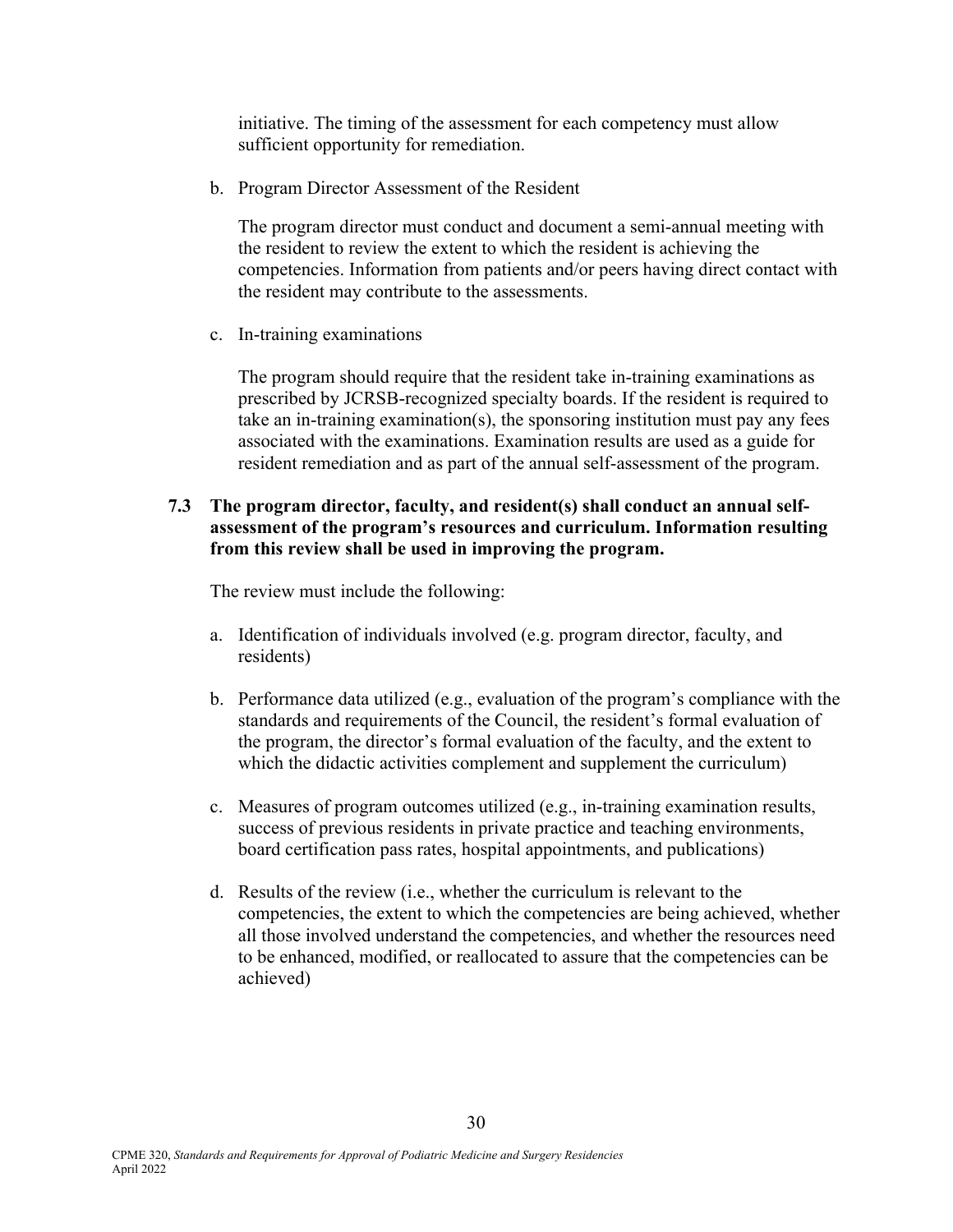initiative. The timing of the assessment for each competency must allow sufficient opportunity for remediation.

b. Program Director Assessment of the Resident

The program director must conduct and document a semi-annual meeting with the resident to review the extent to which the resident is achieving the competencies. Information from patients and/or peers having direct contact with the resident may contribute to the assessments.

c. In-training examinations

The program should require that the resident take in-training examinations as prescribed by JCRSB-recognized specialty boards. If the resident is required to take an in-training examination(s), the sponsoring institution must pay any fees associated with the examinations. Examination results are used as a guide for resident remediation and as part of the annual self-assessment of the program.

**7.3 The program director, faculty, and resident(s) shall conduct an annual self-assessment of the program's resources and curriculum. Information resulting from this review shall be used in improving the program.**

The review must include the following:

a. Identification of individuals involved (e.g. program director, faculty, and residents)

b. Performance data utilized (e.g., evaluation of the program's compliance with the standards and requirements of the Council, the resident's formal evaluation of the program, the director's formal evaluation of the faculty, and the extent to which the didactic activities complement and supplement the curriculum)

c. Measures of program outcomes utilized (e.g., in-training examination results, success of previous residents in private practice and teaching environments, board certification pass rates, hospital appointments, and publications)

d. Results of the review (i.e., whether the curriculum is relevant to the competencies, the extent to which the competencies are being achieved, whether all those involved understand the competencies, and whether the resources need to be enhanced, modified, or reallocated to assure that the competencies can be achieved)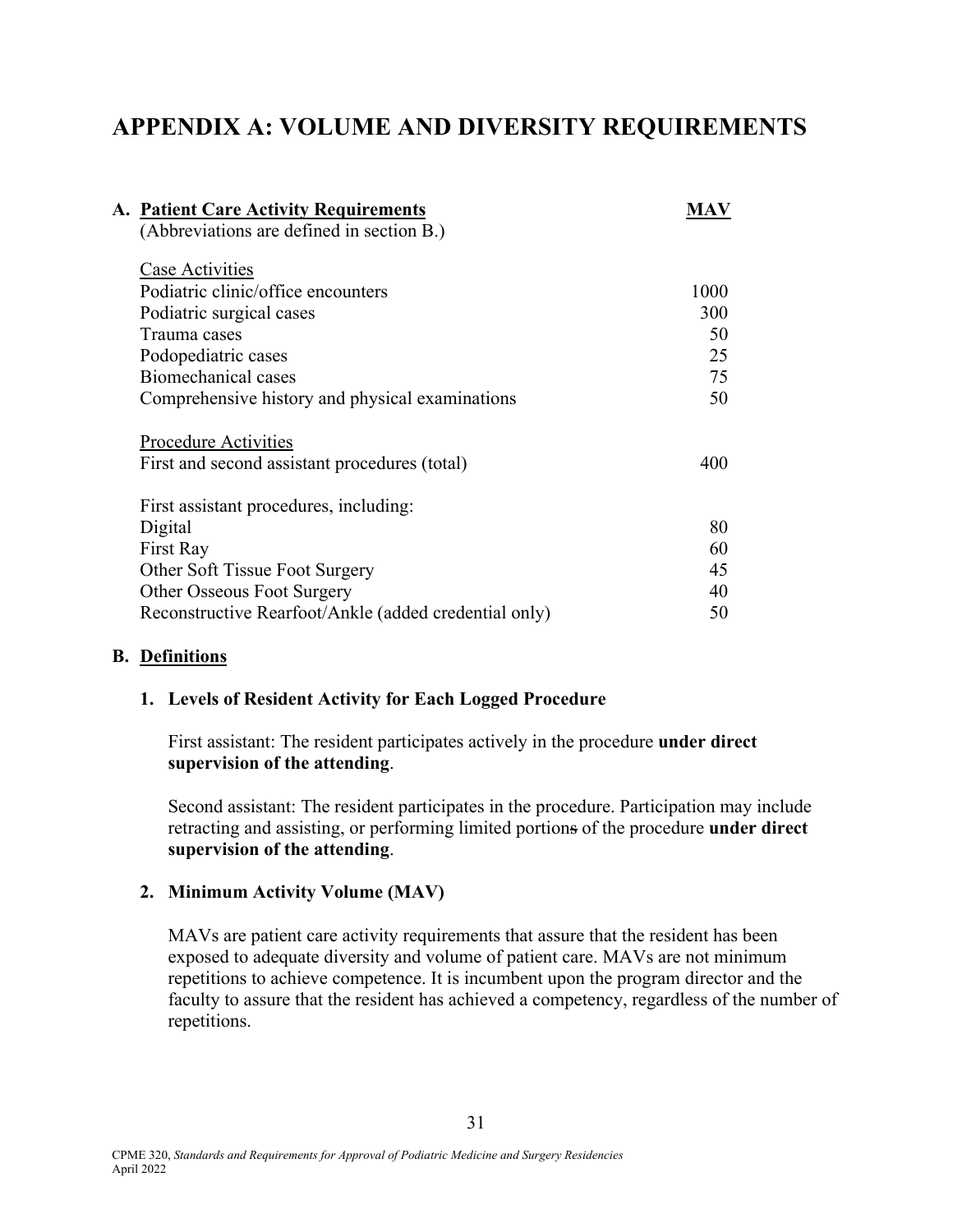# APPENDIX A: VOLUME AND DIVERSITY REQUIREMENTS

## A. Patient Care Activity Requirements

(Abbreviations are defined in section B.)

| | MAV |
|---|---|
| **Case Activities** | |
| Podiatric clinic/office encounters | 1000 |
| Podiatric surgical cases | 300 |
| Trauma cases | 50 |
| Podopediatric cases | 25 |
| Biomechanical cases | 75 |
| Comprehensive history and physical examinations | 50 |
| **Procedure Activities** | |
| First and second assistant procedures (total) | 400 |
| First assistant procedures, including: | |
| Digital | 80 |
| First Ray | 60 |
| Other Soft Tissue Foot Surgery | 45 |
| Other Osseous Foot Surgery | 40 |
| Reconstructive Rearfoot/Ankle (added credential only) | 50 |

## B. Definitions

### 1. Levels of Resident Activity for Each Logged Procedure

First assistant: The resident participates actively in the procedure **under direct supervision of the attending**.

Second assistant: The resident participates in the procedure. Participation may include retracting and assisting, or performing limited portions of the procedure **under direct supervision of the attending**.

### 2. Minimum Activity Volume (MAV)

MAVs are patient care activity requirements that assure that the resident has been exposed to adequate diversity and volume of patient care. MAVs are not minimum repetitions to achieve competence. It is incumbent upon the program director and the faculty to assure that the resident has achieved a competency, regardless of the number of repetitions.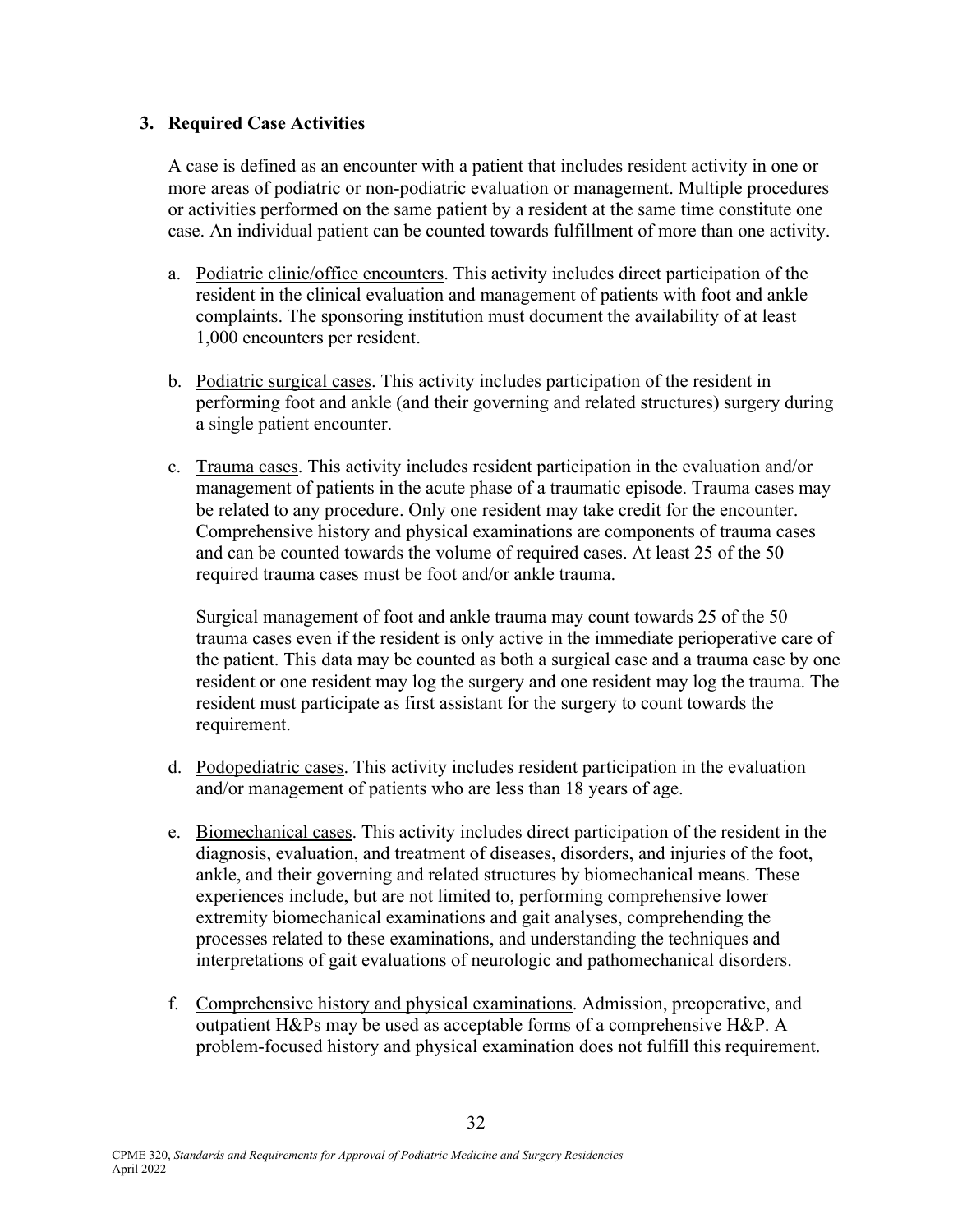### 3. Required Case Activities

A case is defined as an encounter with a patient that includes resident activity in one or more areas of podiatric or non-podiatric evaluation or management. Multiple procedures or activities performed on the same patient by a resident at the same time constitute one case. An individual patient can be counted towards fulfillment of more than one activity.

a. Podiatric clinic/office encounters. This activity includes direct participation of the resident in the clinical evaluation and management of patients with foot and ankle complaints. The sponsoring institution must document the availability of at least 1,000 encounters per resident.

b. Podiatric surgical cases. This activity includes participation of the resident in performing foot and ankle (and their governing and related structures) surgery during a single patient encounter.

c. Trauma cases. This activity includes resident participation in the evaluation and/or management of patients in the acute phase of a traumatic episode. Trauma cases may be related to any procedure. Only one resident may take credit for the encounter. Comprehensive history and physical examinations are components of trauma cases and can be counted towards the volume of required cases. At least 25 of the 50 required trauma cases must be foot and/or ankle trauma.

   Surgical management of foot and ankle trauma may count towards 25 of the 50 trauma cases even if the resident is only active in the immediate perioperative care of the patient. This data may be counted as both a surgical case and a trauma case by one resident or one resident may log the surgery and one resident may log the trauma. The resident must participate as first assistant for the surgery to count towards the requirement.

d. Podopediatric cases. This activity includes resident participation in the evaluation and/or management of patients who are less than 18 years of age.

e. Biomechanical cases. This activity includes direct participation of the resident in the diagnosis, evaluation, and treatment of diseases, disorders, and injuries of the foot, ankle, and their governing and related structures by biomechanical means. These experiences include, but are not limited to, performing comprehensive lower extremity biomechanical examinations and gait analyses, comprehending the processes related to these examinations, and understanding the techniques and interpretations of gait evaluations of neurologic and pathomechanical disorders.

f. Comprehensive history and physical examinations. Admission, preoperative, and outpatient H&Ps may be used as acceptable forms of a comprehensive H&P. A problem-focused history and physical examination does not fulfill this requirement.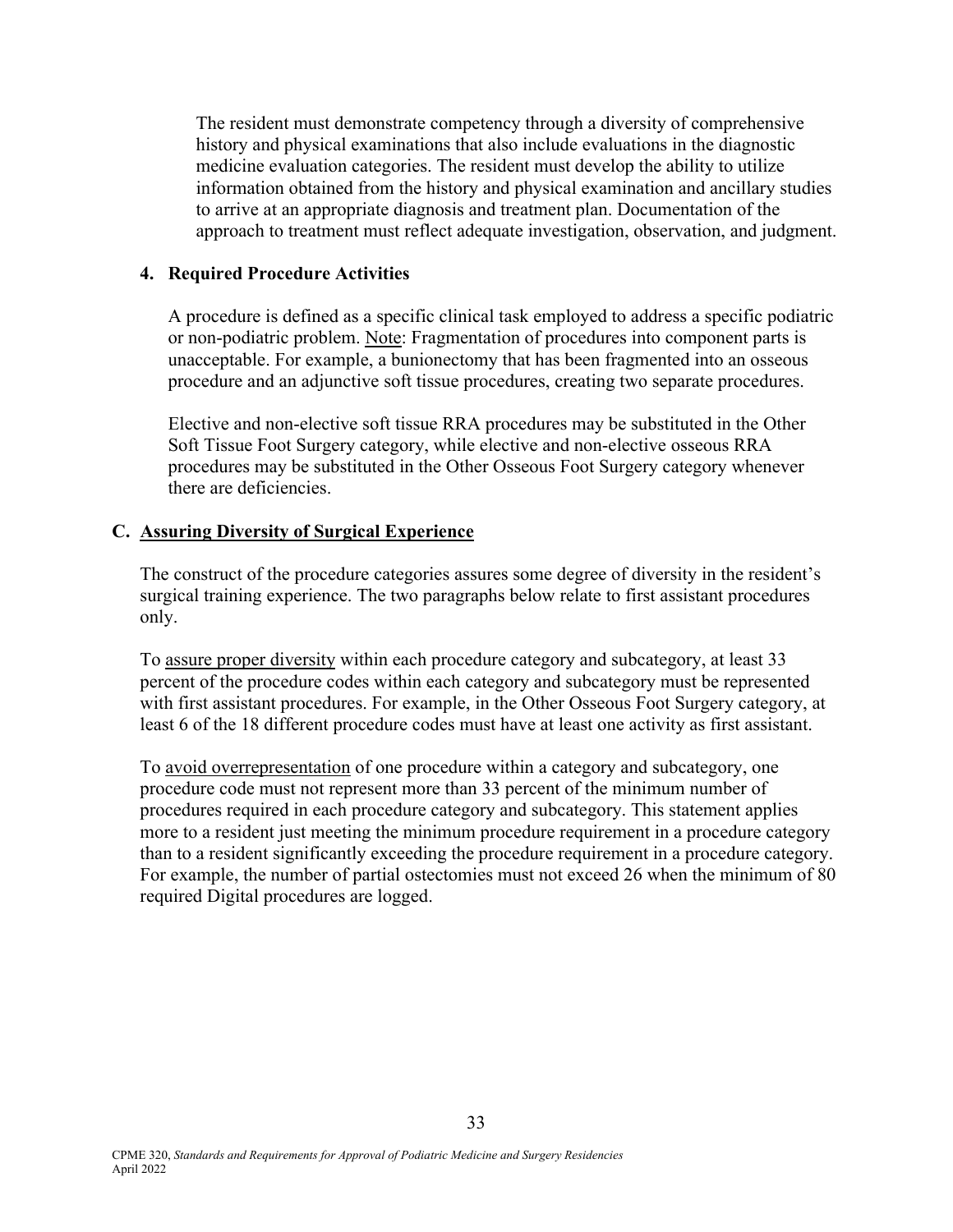The resident must demonstrate competency through a diversity of comprehensive history and physical examinations that also include evaluations in the diagnostic medicine evaluation categories. The resident must develop the ability to utilize information obtained from the history and physical examination and ancillary studies to arrive at an appropriate diagnosis and treatment plan. Documentation of the approach to treatment must reflect adequate investigation, observation, and judgment.

#### 4. Required Procedure Activities

A procedure is defined as a specific clinical task employed to address a specific podiatric or non-podiatric problem. Note: Fragmentation of procedures into component parts is unacceptable. For example, a bunionectomy that has been fragmented into an osseous procedure and an adjunctive soft tissue procedures, creating two separate procedures.

Elective and non-elective soft tissue RRA procedures may be substituted in the Other Soft Tissue Foot Surgery category, while elective and non-elective osseous RRA procedures may be substituted in the Other Osseous Foot Surgery category whenever there are deficiencies.

### C. Assuring Diversity of Surgical Experience

The construct of the procedure categories assures some degree of diversity in the resident's surgical training experience. The two paragraphs below relate to first assistant procedures only.

To assure proper diversity within each procedure category and subcategory, at least 33 percent of the procedure codes within each category and subcategory must be represented with first assistant procedures. For example, in the Other Osseous Foot Surgery category, at least 6 of the 18 different procedure codes must have at least one activity as first assistant.

To avoid overrepresentation of one procedure within a category and subcategory, one procedure code must not represent more than 33 percent of the minimum number of procedures required in each procedure category and subcategory. This statement applies more to a resident just meeting the minimum procedure requirement in a procedure category than to a resident significantly exceeding the procedure requirement in a procedure category. For example, the number of partial ostectomies must not exceed 26 when the minimum of 80 required Digital procedures are logged.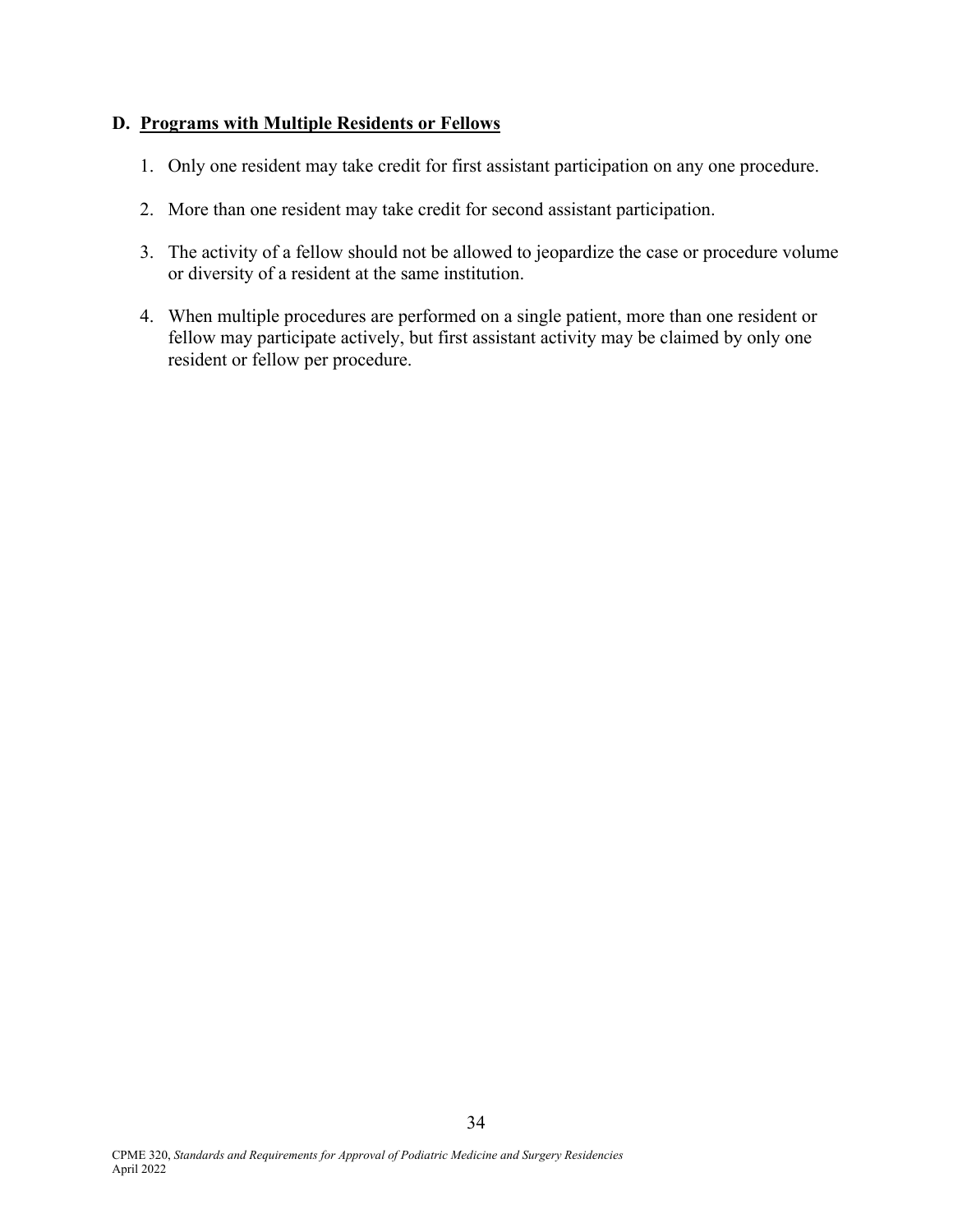### D. Programs with Multiple Residents or Fellows

1. Only one resident may take credit for first assistant participation on any one procedure.

2. More than one resident may take credit for second assistant participation.

3. The activity of a fellow should not be allowed to jeopardize the case or procedure volume or diversity of a resident at the same institution.

4. When multiple procedures are performed on a single patient, more than one resident or fellow may participate actively, but first assistant activity may be claimed by only one resident or fellow per procedure.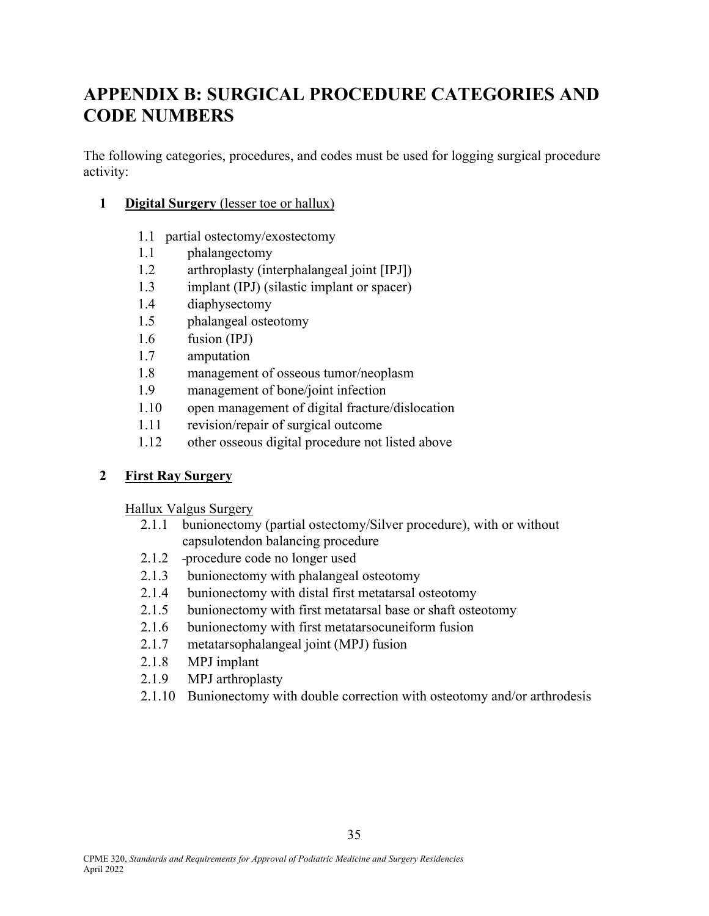# APPENDIX B: SURGICAL PROCEDURE CATEGORIES AND CODE NUMBERS

The following categories, procedures, and codes must be used for logging surgical procedure activity:

**1 Digital Surgery** (lesser toe or hallux)

- 1.1 partial ostectomy/exostectomy
- 1.1 phalangectomy
- 1.2 arthroplasty (interphalangeal joint [IPJ])
- 1.3 implant (IPJ) (silastic implant or spacer)
- 1.4 diaphysectomy
- 1.5 phalangeal osteotomy
- 1.6 fusion (IPJ)
- 1.7 amputation
- 1.8 management of osseous tumor/neoplasm
- 1.9 management of bone/joint infection
- 1.10 open management of digital fracture/dislocation
- 1.11 revision/repair of surgical outcome
- 1.12 other osseous digital procedure not listed above

**2 First Ray Surgery**

Hallux Valgus Surgery

- 2.1.1 bunionectomy (partial ostectomy/Silver procedure), with or without capsulotendon balancing procedure
- 2.1.2 -procedure code no longer used
- 2.1.3 bunionectomy with phalangeal osteotomy
- 2.1.4 bunionectomy with distal first metatarsal osteotomy
- 2.1.5 bunionectomy with first metatarsal base or shaft osteotomy
- 2.1.6 bunionectomy with first metatarsocuneiform fusion
- 2.1.7 metatarsophalangeal joint (MPJ) fusion
- 2.1.8 MPJ implant
- 2.1.9 MPJ arthroplasty
- 2.1.10 Bunionectomy with double correction with osteotomy and/or arthrodesis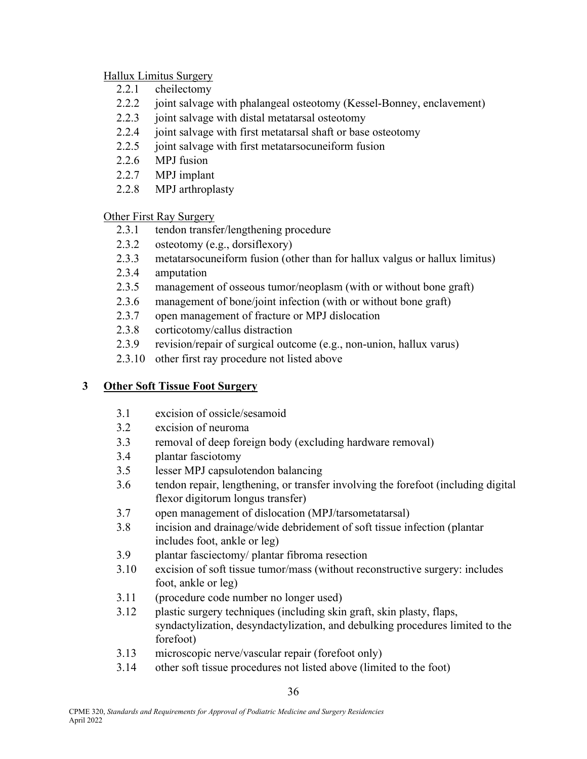Hallux Limitus Surgery

- 2.2.1 cheilectomy
- 2.2.2 joint salvage with phalangeal osteotomy (Kessel-Bonney, enclavement)
- 2.2.3 joint salvage with distal metatarsal osteotomy
- 2.2.4 joint salvage with first metatarsal shaft or base osteotomy
- 2.2.5 joint salvage with first metatarsocuneiform fusion
- 2.2.6 MPJ fusion
- 2.2.7 MPJ implant
- 2.2.8 MPJ arthroplasty

Other First Ray Surgery

- 2.3.1 tendon transfer/lengthening procedure
- 2.3.2 osteotomy (e.g., dorsiflexory)
- 2.3.3 metatarsocuneiform fusion (other than for hallux valgus or hallux limitus)
- 2.3.4 amputation
- 2.3.5 management of osseous tumor/neoplasm (with or without bone graft)
- 2.3.6 management of bone/joint infection (with or without bone graft)
- 2.3.7 open management of fracture or MPJ dislocation
- 2.3.8 corticotomy/callus distraction
- 2.3.9 revision/repair of surgical outcome (e.g., non-union, hallux varus)
- 2.3.10 other first ray procedure not listed above

## 3 Other Soft Tissue Foot Surgery

- 3.1 excision of ossicle/sesamoid
- 3.2 excision of neuroma
- 3.3 removal of deep foreign body (excluding hardware removal)
- 3.4 plantar fasciotomy
- 3.5 lesser MPJ capsulotendon balancing
- 3.6 tendon repair, lengthening, or transfer involving the forefoot (including digital flexor digitorum longus transfer)
- 3.7 open management of dislocation (MPJ/tarsometatarsal)
- 3.8 incision and drainage/wide debridement of soft tissue infection (plantar includes foot, ankle or leg)
- 3.9 plantar fasciectomy/ plantar fibroma resection
- 3.10 excision of soft tissue tumor/mass (without reconstructive surgery: includes foot, ankle or leg)
- 3.11 (procedure code number no longer used)
- 3.12 plastic surgery techniques (including skin graft, skin plasty, flaps, syndactylization, desyndactylization, and debulking procedures limited to the forefoot)
- 3.13 microscopic nerve/vascular repair (forefoot only)
- 3.14 other soft tissue procedures not listed above (limited to the foot)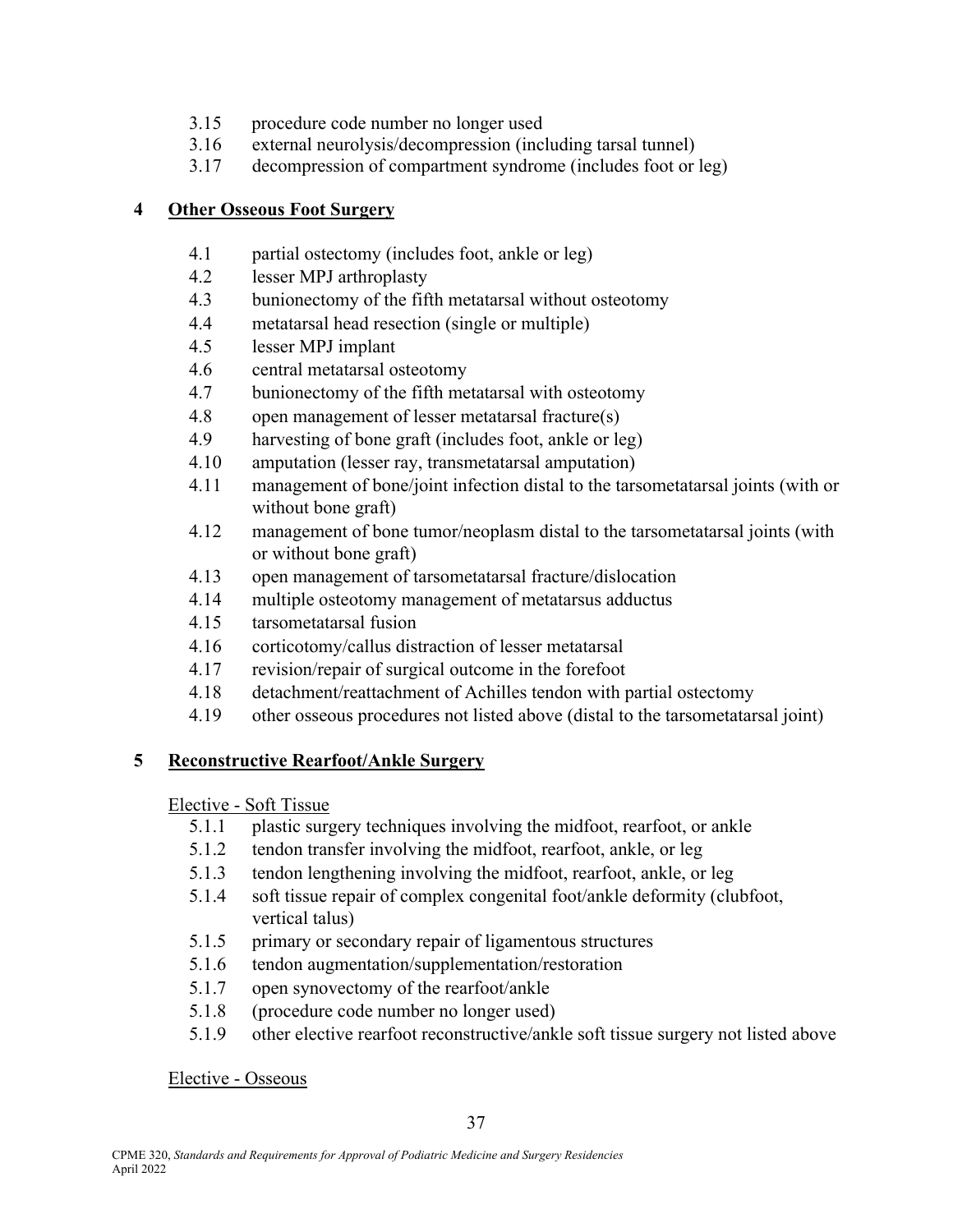3.15 procedure code number no longer used
3.16 external neurolysis/decompression (including tarsal tunnel)
3.17 decompression of compartment syndrome (includes foot or leg)

## 4 Other Osseous Foot Surgery

4.1 partial ostectomy (includes foot, ankle or leg)
4.2 lesser MPJ arthroplasty
4.3 bunionectomy of the fifth metatarsal without osteotomy
4.4 metatarsal head resection (single or multiple)
4.5 lesser MPJ implant
4.6 central metatarsal osteotomy
4.7 bunionectomy of the fifth metatarsal with osteotomy
4.8 open management of lesser metatarsal fracture(s)
4.9 harvesting of bone graft (includes foot, ankle or leg)
4.10 amputation (lesser ray, transmetatarsal amputation)
4.11 management of bone/joint infection distal to the tarsometatarsal joints (with or without bone graft)
4.12 management of bone tumor/neoplasm distal to the tarsometatarsal joints (with or without bone graft)
4.13 open management of tarsometatarsal fracture/dislocation
4.14 multiple osteotomy management of metatarsus adductus
4.15 tarsometatarsal fusion
4.16 corticotomy/callus distraction of lesser metatarsal
4.17 revision/repair of surgical outcome in the forefoot
4.18 detachment/reattachment of Achilles tendon with partial ostectomy
4.19 other osseous procedures not listed above (distal to the tarsometatarsal joint)

## 5 Reconstructive Rearfoot/Ankle Surgery

Elective - Soft Tissue

5.1.1 plastic surgery techniques involving the midfoot, rearfoot, or ankle
5.1.2 tendon transfer involving the midfoot, rearfoot, ankle, or leg
5.1.3 tendon lengthening involving the midfoot, rearfoot, ankle, or leg
5.1.4 soft tissue repair of complex congenital foot/ankle deformity (clubfoot, vertical talus)
5.1.5 primary or secondary repair of ligamentous structures
5.1.6 tendon augmentation/supplementation/restoration
5.1.7 open synovectomy of the rearfoot/ankle
5.1.8 (procedure code number no longer used)
5.1.9 other elective rearfoot reconstructive/ankle soft tissue surgery not listed above

Elective - Osseous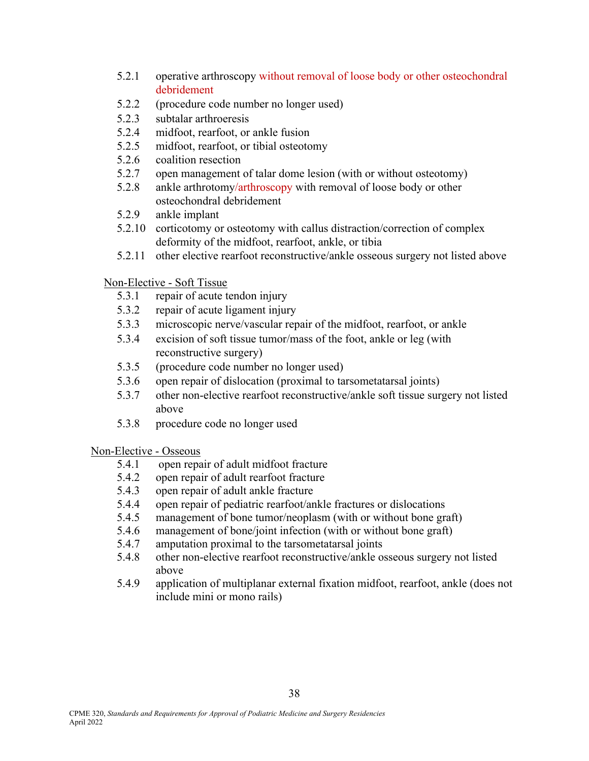- 5.2.1 operative arthroscopy without removal of loose body or other osteochondral debridement
- 5.2.2 (procedure code number no longer used)
- 5.2.3 subtalar arthroeresis
- 5.2.4 midfoot, rearfoot, or ankle fusion
- 5.2.5 midfoot, rearfoot, or tibial osteotomy
- 5.2.6 coalition resection
- 5.2.7 open management of talar dome lesion (with or without osteotomy)
- 5.2.8 ankle arthrotomy/arthroscopy with removal of loose body or other osteochondral debridement
- 5.2.9 ankle implant
- 5.2.10 corticotomy or osteotomy with callus distraction/correction of complex deformity of the midfoot, rearfoot, ankle, or tibia
- 5.2.11 other elective rearfoot reconstructive/ankle osseous surgery not listed above

<u>Non-Elective - Soft Tissue</u>

- 5.3.1 repair of acute tendon injury
- 5.3.2 repair of acute ligament injury
- 5.3.3 microscopic nerve/vascular repair of the midfoot, rearfoot, or ankle
- 5.3.4 excision of soft tissue tumor/mass of the foot, ankle or leg (with reconstructive surgery)
- 5.3.5 (procedure code number no longer used)
- 5.3.6 open repair of dislocation (proximal to tarsometatarsal joints)
- 5.3.7 other non-elective rearfoot reconstructive/ankle soft tissue surgery not listed above
- 5.3.8 procedure code no longer used

<u>Non-Elective - Osseous</u>

- 5.4.1 open repair of adult midfoot fracture
- 5.4.2 open repair of adult rearfoot fracture
- 5.4.3 open repair of adult ankle fracture
- 5.4.4 open repair of pediatric rearfoot/ankle fractures or dislocations
- 5.4.5 management of bone tumor/neoplasm (with or without bone graft)
- 5.4.6 management of bone/joint infection (with or without bone graft)
- 5.4.7 amputation proximal to the tarsometatarsal joints
- 5.4.8 other non-elective rearfoot reconstructive/ankle osseous surgery not listed above
- 5.4.9 application of multiplanar external fixation midfoot, rearfoot, ankle (does not include mini or mono rails)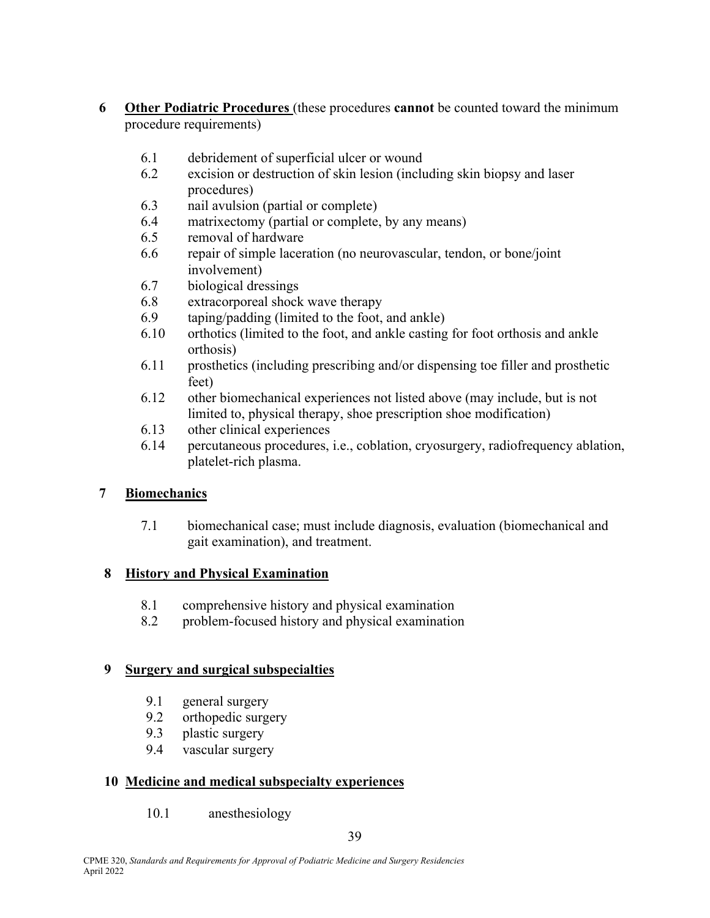**6 Other Podiatric Procedures** (these procedures **cannot** be counted toward the minimum procedure requirements)

- 6.1 debridement of superficial ulcer or wound
- 6.2 excision or destruction of skin lesion (including skin biopsy and laser procedures)
- 6.3 nail avulsion (partial or complete)
- 6.4 matrixectomy (partial or complete, by any means)
- 6.5 removal of hardware
- 6.6 repair of simple laceration (no neurovascular, tendon, or bone/joint involvement)
- 6.7 biological dressings
- 6.8 extracorporeal shock wave therapy
- 6.9 taping/padding (limited to the foot, and ankle)
- 6.10 orthotics (limited to the foot, and ankle casting for foot orthosis and ankle orthosis)
- 6.11 prosthetics (including prescribing and/or dispensing toe filler and prosthetic feet)
- 6.12 other biomechanical experiences not listed above (may include, but is not limited to, physical therapy, shoe prescription shoe modification)
- 6.13 other clinical experiences
- 6.14 percutaneous procedures, i.e., coblation, cryosurgery, radiofrequency ablation, platelet-rich plasma.

**7 Biomechanics**

- 7.1 biomechanical case; must include diagnosis, evaluation (biomechanical and gait examination), and treatment.

**8 History and Physical Examination**

- 8.1 comprehensive history and physical examination
- 8.2 problem-focused history and physical examination

**9 Surgery and surgical subspecialties**

- 9.1 general surgery
- 9.2 orthopedic surgery
- 9.3 plastic surgery
- 9.4 vascular surgery

**10 Medicine and medical subspecialty experiences**

- 10.1 anesthesiology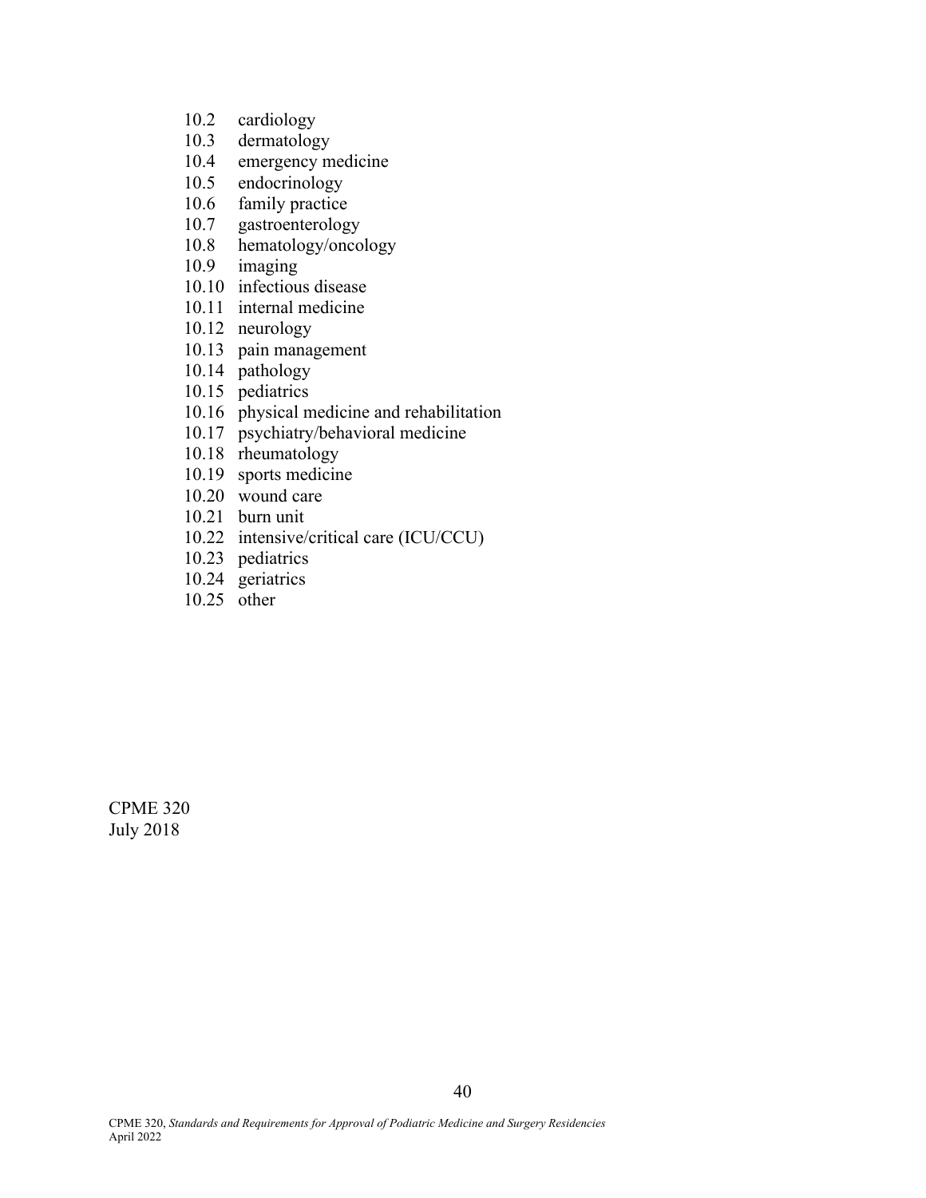10.2 cardiology
10.3 dermatology
10.4 emergency medicine
10.5 endocrinology
10.6 family practice
10.7 gastroenterology
10.8 hematology/oncology
10.9 imaging
10.10 infectious disease
10.11 internal medicine
10.12 neurology
10.13 pain management
10.14 pathology
10.15 pediatrics
10.16 physical medicine and rehabilitation
10.17 psychiatry/behavioral medicine
10.18 rheumatology
10.19 sports medicine
10.20 wound care
10.21 burn unit
10.22 intensive/critical care (ICU/CCU)
10.23 pediatrics
10.24 geriatrics
10.25 other

CPME 320
July 2018